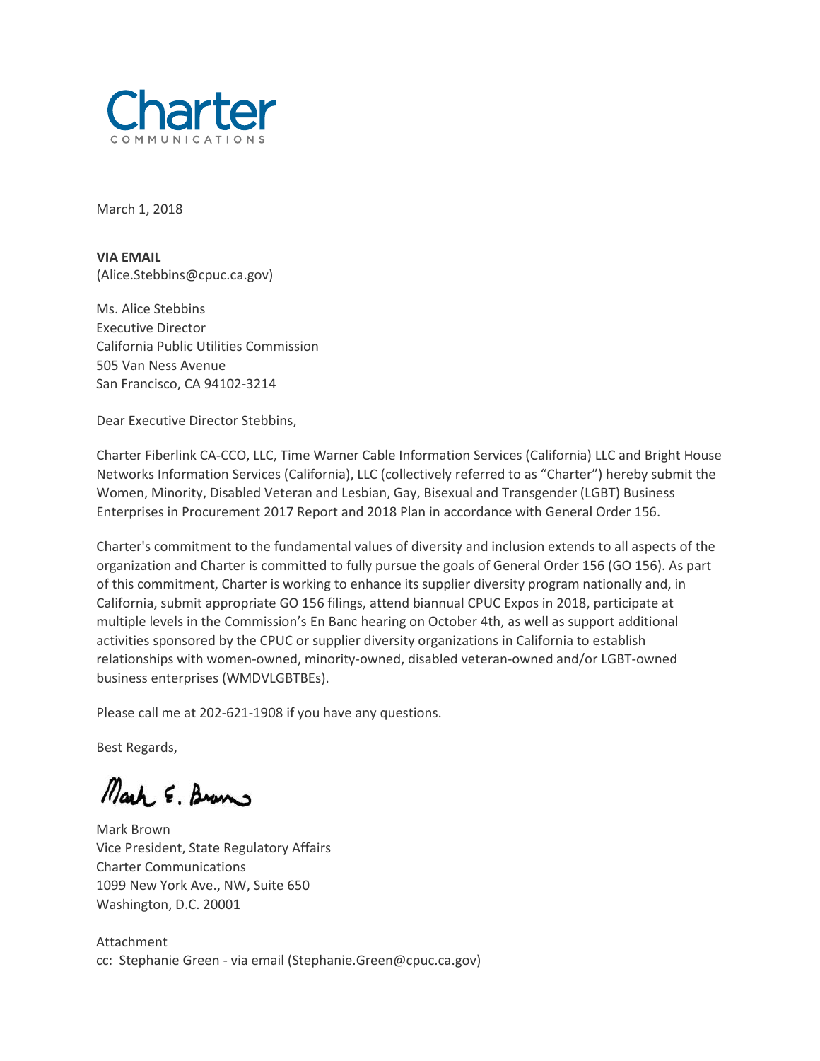Charter

COMMUNICATIONS

March 1, 2018

**VIA EMAIL**
(Alice.Stebbins@cpuc.ca.gov)

Ms. Alice Stebbins
Executive Director
California Public Utilities Commission
505 Van Ness Avenue
San Francisco, CA 94102-3214

Dear Executive Director Stebbins,

Charter Fiberlink CA-CCO, LLC, Time Warner Cable Information Services (California) LLC and Bright House Networks Information Services (California), LLC (collectively referred to as "Charter") hereby submit the Women, Minority, Disabled Veteran and Lesbian, Gay, Bisexual and Transgender (LGBT) Business Enterprises in Procurement 2017 Report and 2018 Plan in accordance with General Order 156.

Charter's commitment to the fundamental values of diversity and inclusion extends to all aspects of the organization and Charter is committed to fully pursue the goals of General Order 156 (GO 156). As part of this commitment, Charter is working to enhance its supplier diversity program nationally and, in California, submit appropriate GO 156 filings, attend biannual CPUC Expos in 2018, participate at multiple levels in the Commission's En Banc hearing on October 4th, as well as support additional activities sponsored by the CPUC or supplier diversity organizations in California to establish relationships with women-owned, minority-owned, disabled veteran-owned and/or LGBT-owned business enterprises (WMDVLGBTBEs).

Please call me at 202-621-1908 if you have any questions.

Best Regards,

Mark E. Brown

Mark Brown
Vice President, State Regulatory Affairs
Charter Communications
1099 New York Ave., NW, Suite 650
Washington, D.C. 20001

Attachment
cc: Stephanie Green - via email (Stephanie.Green@cpuc.ca.gov)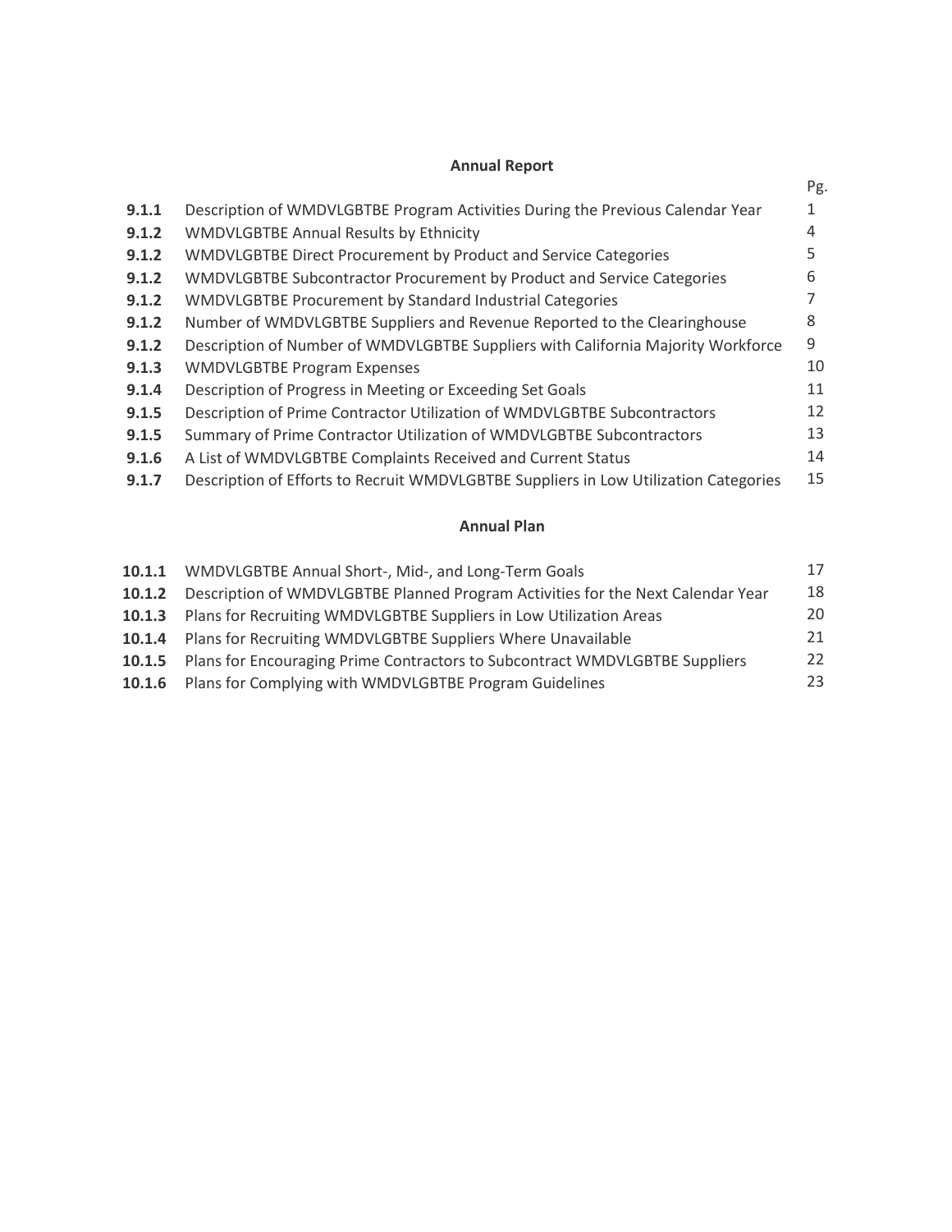## Annual Report

| | | Pg. |
|---|---|---|
| **9.1.1** | Description of WMDVLGBTBE Program Activities During the Previous Calendar Year | 1 |
| **9.1.2** | WMDVLGBTBE Annual Results by Ethnicity | 4 |
| **9.1.2** | WMDVLGBTBE Direct Procurement by Product and Service Categories | 5 |
| **9.1.2** | WMDVLGBTBE Subcontractor Procurement by Product and Service Categories | 6 |
| **9.1.2** | WMDVLGBTBE Procurement by Standard Industrial Categories | 7 |
| **9.1.2** | Number of WMDVLGBTBE Suppliers and Revenue Reported to the Clearinghouse | 8 |
| **9.1.2** | Description of Number of WMDVLGBTBE Suppliers with California Majority Workforce | 9 |
| **9.1.3** | WMDVLGBTBE Program Expenses | 10 |
| **9.1.4** | Description of Progress in Meeting or Exceeding Set Goals | 11 |
| **9.1.5** | Description of Prime Contractor Utilization of WMDVLGBTBE Subcontractors | 12 |
| **9.1.5** | Summary of Prime Contractor Utilization of WMDVLGBTBE Subcontractors | 13 |
| **9.1.6** | A List of WMDVLGBTBE Complaints Received and Current Status | 14 |
| **9.1.7** | Description of Efforts to Recruit WMDVLGBTBE Suppliers in Low Utilization Categories | 15 |

## Annual Plan

| | | |
|---|---|---|
| **10.1.1** | WMDVLGBTBE Annual Short-, Mid-, and Long-Term Goals | 17 |
| **10.1.2** | Description of WMDVLGBTBE Planned Program Activities for the Next Calendar Year | 18 |
| **10.1.3** | Plans for Recruiting WMDVLGBTBE Suppliers in Low Utilization Areas | 20 |
| **10.1.4** | Plans for Recruiting WMDVLGBTBE Suppliers Where Unavailable | 21 |
| **10.1.5** | Plans for Encouraging Prime Contractors to Subcontract WMDVLGBTBE Suppliers | 22 |
| **10.1.6** | Plans for Complying with WMDVLGBTBE Program Guidelines | 23 |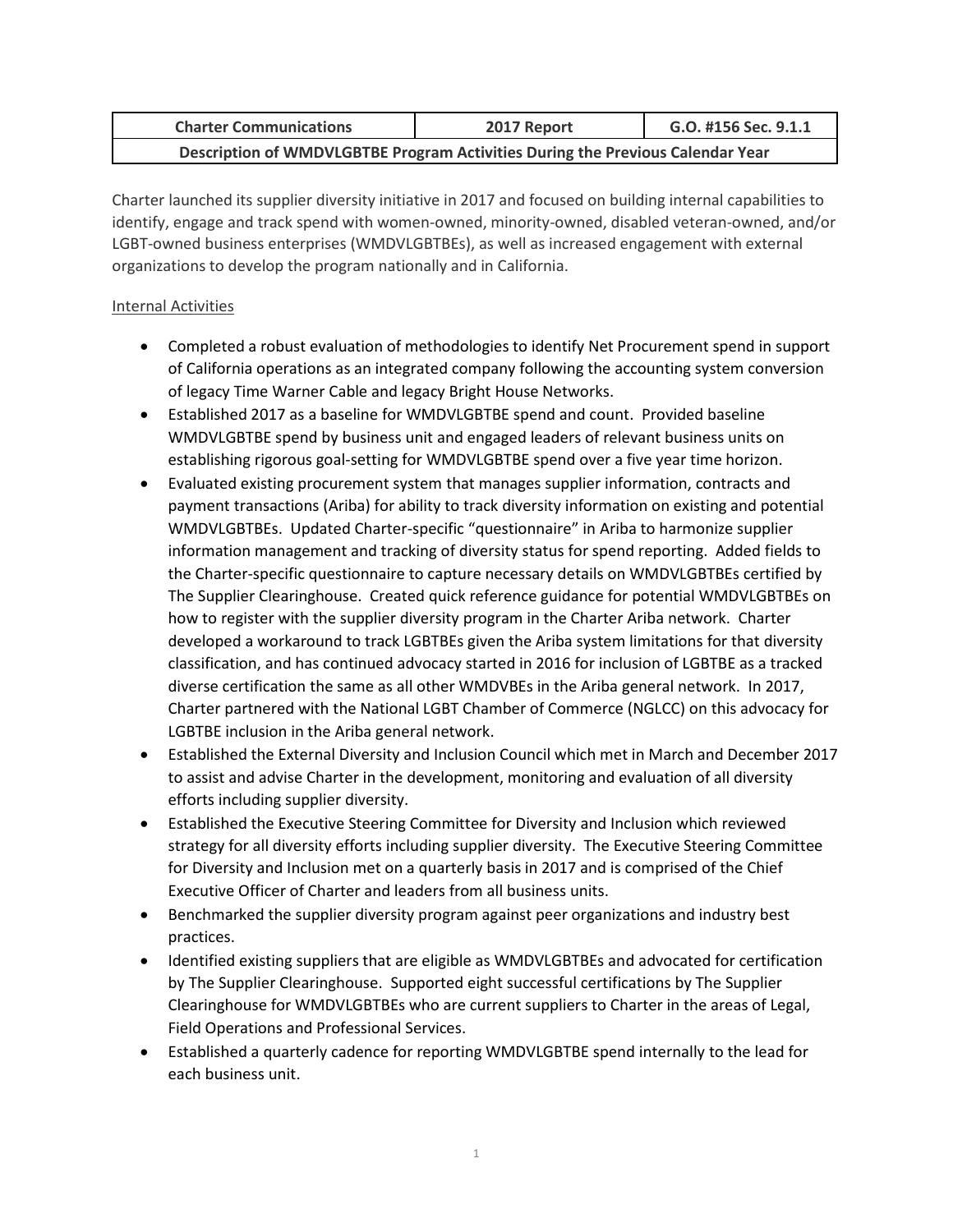| Charter Communications | 2017 Report | G.O. #156 Sec. 9.1.1 |
| --- | --- | --- |
| **Description of WMDVLGBTBE Program Activities During the Previous Calendar Year** | | |

Charter launched its supplier diversity initiative in 2017 and focused on building internal capabilities to identify, engage and track spend with women-owned, minority-owned, disabled veteran-owned, and/or LGBT-owned business enterprises (WMDVLGBTBEs), as well as increased engagement with external organizations to develop the program nationally and in California.

Internal Activities

- Completed a robust evaluation of methodologies to identify Net Procurement spend in support of California operations as an integrated company following the accounting system conversion of legacy Time Warner Cable and legacy Bright House Networks.
- Established 2017 as a baseline for WMDVLGBTBE spend and count. Provided baseline WMDVLGBTBE spend by business unit and engaged leaders of relevant business units on establishing rigorous goal-setting for WMDVLGBTBE spend over a five year time horizon.
- Evaluated existing procurement system that manages supplier information, contracts and payment transactions (Ariba) for ability to track diversity information on existing and potential WMDVLGBTBEs. Updated Charter-specific "questionnaire" in Ariba to harmonize supplier information management and tracking of diversity status for spend reporting. Added fields to the Charter-specific questionnaire to capture necessary details on WMDVLGBTBEs certified by The Supplier Clearinghouse. Created quick reference guidance for potential WMDVLGBTBEs on how to register with the supplier diversity program in the Charter Ariba network. Charter developed a workaround to track LGBTBEs given the Ariba system limitations for that diversity classification, and has continued advocacy started in 2016 for inclusion of LGBTBE as a tracked diverse certification the same as all other WMDVBEs in the Ariba general network. In 2017, Charter partnered with the National LGBT Chamber of Commerce (NGLCC) on this advocacy for LGBTBE inclusion in the Ariba general network.
- Established the External Diversity and Inclusion Council which met in March and December 2017 to assist and advise Charter in the development, monitoring and evaluation of all diversity efforts including supplier diversity.
- Established the Executive Steering Committee for Diversity and Inclusion which reviewed strategy for all diversity efforts including supplier diversity. The Executive Steering Committee for Diversity and Inclusion met on a quarterly basis in 2017 and is comprised of the Chief Executive Officer of Charter and leaders from all business units.
- Benchmarked the supplier diversity program against peer organizations and industry best practices.
- Identified existing suppliers that are eligible as WMDVLGBTBEs and advocated for certification by The Supplier Clearinghouse. Supported eight successful certifications by The Supplier Clearinghouse for WMDVLGBTBEs who are current suppliers to Charter in the areas of Legal, Field Operations and Professional Services.
- Established a quarterly cadence for reporting WMDVLGBTBE spend internally to the lead for each business unit.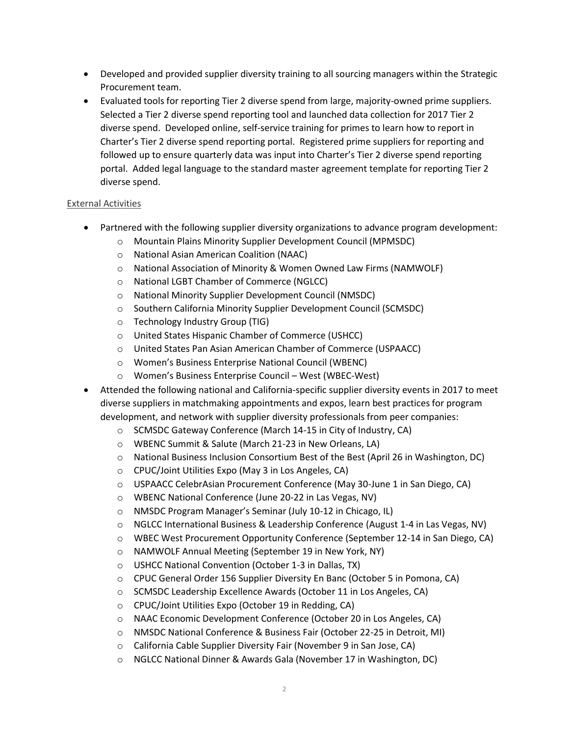- Developed and provided supplier diversity training to all sourcing managers within the Strategic Procurement team.
- Evaluated tools for reporting Tier 2 diverse spend from large, majority-owned prime suppliers. Selected a Tier 2 diverse spend reporting tool and launched data collection for 2017 Tier 2 diverse spend. Developed online, self-service training for primes to learn how to report in Charter's Tier 2 diverse spend reporting portal. Registered prime suppliers for reporting and followed up to ensure quarterly data was input into Charter's Tier 2 diverse spend reporting portal. Added legal language to the standard master agreement template for reporting Tier 2 diverse spend.

<u>External Activities</u>

- Partnered with the following supplier diversity organizations to advance program development:
  - Mountain Plains Minority Supplier Development Council (MPMSDC)
  - National Asian American Coalition (NAAC)
  - National Association of Minority & Women Owned Law Firms (NAMWOLF)
  - National LGBT Chamber of Commerce (NGLCC)
  - National Minority Supplier Development Council (NMSDC)
  - Southern California Minority Supplier Development Council (SCMSDC)
  - Technology Industry Group (TIG)
  - United States Hispanic Chamber of Commerce (USHCC)
  - United States Pan Asian American Chamber of Commerce (USPAACC)
  - Women's Business Enterprise National Council (WBENC)
  - Women's Business Enterprise Council – West (WBEC-West)
- Attended the following national and California-specific supplier diversity events in 2017 to meet diverse suppliers in matchmaking appointments and expos, learn best practices for program development, and network with supplier diversity professionals from peer companies:
  - SCMSDC Gateway Conference (March 14-15 in City of Industry, CA)
  - WBENC Summit & Salute (March 21-23 in New Orleans, LA)
  - National Business Inclusion Consortium Best of the Best (April 26 in Washington, DC)
  - CPUC/Joint Utilities Expo (May 3 in Los Angeles, CA)
  - USPAACC CelebrAsian Procurement Conference (May 30-June 1 in San Diego, CA)
  - WBENC National Conference (June 20-22 in Las Vegas, NV)
  - NMSDC Program Manager's Seminar (July 10-12 in Chicago, IL)
  - NGLCC International Business & Leadership Conference (August 1-4 in Las Vegas, NV)
  - WBEC West Procurement Opportunity Conference (September 12-14 in San Diego, CA)
  - NAMWOLF Annual Meeting (September 19 in New York, NY)
  - USHCC National Convention (October 1-3 in Dallas, TX)
  - CPUC General Order 156 Supplier Diversity En Banc (October 5 in Pomona, CA)
  - SCMSDC Leadership Excellence Awards (October 11 in Los Angeles, CA)
  - CPUC/Joint Utilities Expo (October 19 in Redding, CA)
  - NAAC Economic Development Conference (October 20 in Los Angeles, CA)
  - NMSDC National Conference & Business Fair (October 22-25 in Detroit, MI)
  - California Cable Supplier Diversity Fair (November 9 in San Jose, CA)
  - NGLCC National Dinner & Awards Gala (November 17 in Washington, DC)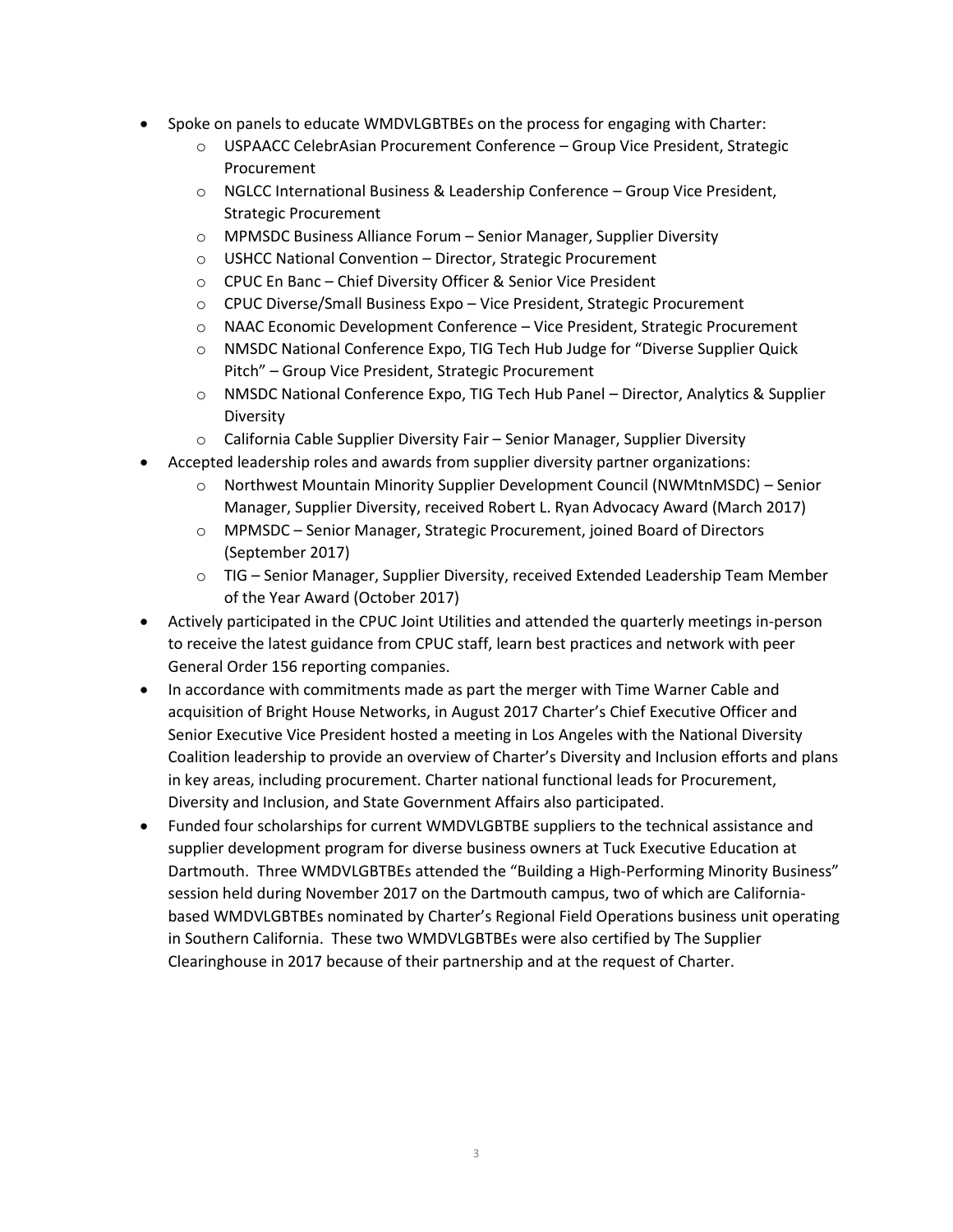- Spoke on panels to educate WMDVLGBTBEs on the process for engaging with Charter:
  - USPAACC CelebrAsian Procurement Conference – Group Vice President, Strategic Procurement
  - NGLCC International Business & Leadership Conference – Group Vice President, Strategic Procurement
  - MPMSDC Business Alliance Forum – Senior Manager, Supplier Diversity
  - USHCC National Convention – Director, Strategic Procurement
  - CPUC En Banc – Chief Diversity Officer & Senior Vice President
  - CPUC Diverse/Small Business Expo – Vice President, Strategic Procurement
  - NAAC Economic Development Conference – Vice President, Strategic Procurement
  - NMSDC National Conference Expo, TIG Tech Hub Judge for "Diverse Supplier Quick Pitch" – Group Vice President, Strategic Procurement
  - NMSDC National Conference Expo, TIG Tech Hub Panel – Director, Analytics & Supplier Diversity
  - California Cable Supplier Diversity Fair – Senior Manager, Supplier Diversity
- Accepted leadership roles and awards from supplier diversity partner organizations:
  - Northwest Mountain Minority Supplier Development Council (NWMtnMSDC) – Senior Manager, Supplier Diversity, received Robert L. Ryan Advocacy Award (March 2017)
  - MPMSDC – Senior Manager, Strategic Procurement, joined Board of Directors (September 2017)
  - TIG – Senior Manager, Supplier Diversity, received Extended Leadership Team Member of the Year Award (October 2017)
- Actively participated in the CPUC Joint Utilities and attended the quarterly meetings in-person to receive the latest guidance from CPUC staff, learn best practices and network with peer General Order 156 reporting companies.
- In accordance with commitments made as part the merger with Time Warner Cable and acquisition of Bright House Networks, in August 2017 Charter's Chief Executive Officer and Senior Executive Vice President hosted a meeting in Los Angeles with the National Diversity Coalition leadership to provide an overview of Charter's Diversity and Inclusion efforts and plans in key areas, including procurement. Charter national functional leads for Procurement, Diversity and Inclusion, and State Government Affairs also participated.
- Funded four scholarships for current WMDVLGBTBE suppliers to the technical assistance and supplier development program for diverse business owners at Tuck Executive Education at Dartmouth. Three WMDVLGBTBEs attended the "Building a High-Performing Minority Business" session held during November 2017 on the Dartmouth campus, two of which are California-based WMDVLGBTBEs nominated by Charter's Regional Field Operations business unit operating in Southern California. These two WMDVLGBTBEs were also certified by The Supplier Clearinghouse in 2017 because of their partnership and at the request of Charter.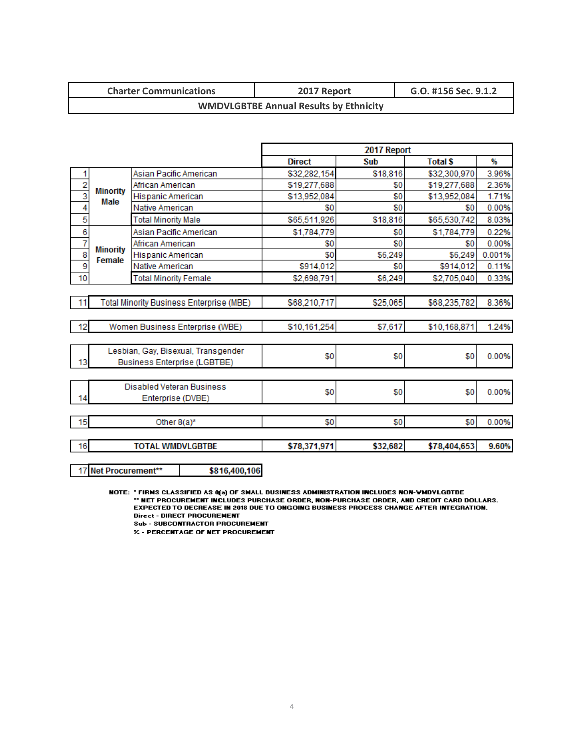| Charter Communications | 2017 Report | G.O. #156 Sec. 9.1.2 |
|---|---|---|
| **WMDVLGBTBE Annual Results by Ethnicity** | | |

| # | Category | Subcategory | 2017 Report Direct | 2017 Report Sub | 2017 Report Total $ | 2017 Report % |
|---|---|---|---|---|---|---|
| 1 | Minority Male | Asian Pacific American | $32,282,154 | $18,816 | $32,300,970 | 3.96% |
| 2 | Minority Male | African American | $19,277,688 | $0 | $19,277,688 | 2.36% |
| 3 | Minority Male | Hispanic American | $13,952,084 | $0 | $13,952,084 | 1.71% |
| 4 | Minority Male | Native American | $0 | $0 | $0 | 0.00% |
| 5 | Minority Male | Total Minority Male | $65,511,926 | $18,816 | $65,530,742 | 8.03% |
| 6 | Minority Female | Asian Pacific American | $1,784,779 | $0 | $1,784,779 | 0.22% |
| 7 | Minority Female | African American | $0 | $0 | $0 | 0.00% |
| 8 | Minority Female | Hispanic American | $0 | $6,249 | $6,249 | 0.001% |
| 9 | Minority Female | Native American | $914,012 | $0 | $914,012 | 0.11% |
| 10 | Minority Female | Total Minority Female | $2,698,791 | $6,249 | $2,705,040 | 0.33% |
| 11 | Total Minority Business Enterprise (MBE) | | $68,210,717 | $25,065 | $68,235,782 | 8.36% |
| 12 | Women Business Enterprise (WBE) | | $10,161,254 | $7,617 | $10,168,871 | 1.24% |
| 13 | Lesbian, Gay, Bisexual, Transgender Business Enterprise (LGBTBE) | | $0 | $0 | $0 | 0.00% |
| 14 | Disabled Veteran Business Enterprise (DVBE) | | $0 | $0 | $0 | 0.00% |
| 15 | Other 8(a)* | | $0 | $0 | $0 | 0.00% |
| 16 | **TOTAL WMDVLGBTBE** | | **$78,371,971** | **$32,682** | **$78,404,653** | **9.60%** |
| 17 | **Net Procurement**** | | **$816,400,106** | | | |

NOTE: * FIRMS CLASSIFIED AS 8(a) OF SMALL BUSINESS ADMINISTRATION INCLUDES NON-WMDVLGBTBE
** NET PROCUREMENT INCLUDES PURCHASE ORDER, NON-PURCHASE ORDER, AND CREDIT CARD DOLLARS. EXPECTED TO DECREASE IN 2018 DUE TO ONGOING BUSINESS PROCESS CHANGE AFTER INTEGRATION.
Direct - DIRECT PROCUREMENT
Sub - SUBCONTRACTOR PROCUREMENT
% - PERCENTAGE OF NET PROCUREMENT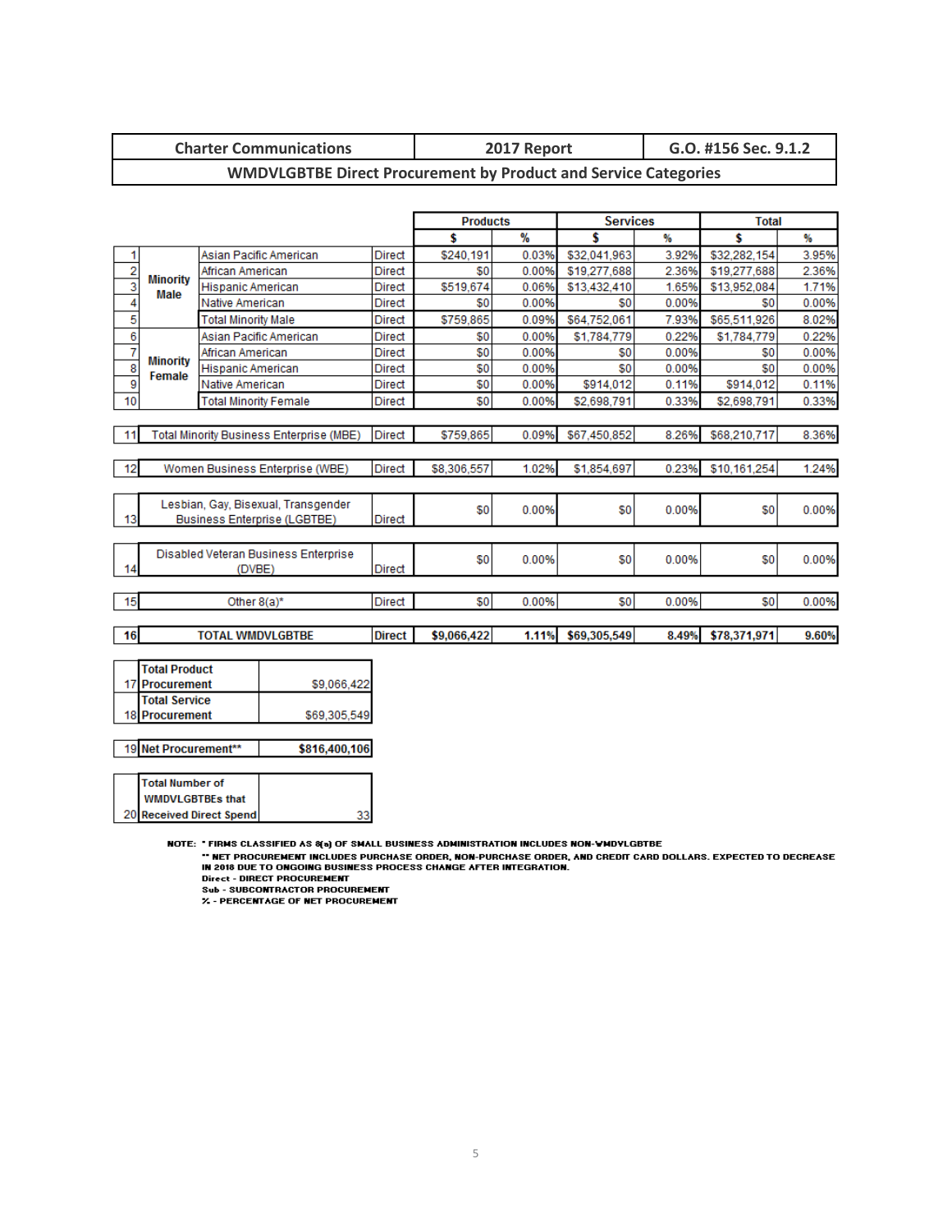| Charter Communications | 2017 Report | G.O. #156 Sec. 9.1.2 |
|---|---|---|
| **WMDVLGBTBE Direct Procurement by Product and Service Categories** | | |

| # | | | | Products $ | Products % | Services $ | Services % | Total $ | Total % |
|---|---|---|---|---|---|---|---|---|---|
| 1 | Minority Male | Asian Pacific American | Direct | $240,191 | 0.03% | $32,041,963 | 3.92% | $32,282,154 | 3.95% |
| 2 | | African American | Direct | $0 | 0.00% | $19,277,688 | 2.36% | $19,277,688 | 2.36% |
| 3 | | Hispanic American | Direct | $519,674 | 0.06% | $13,432,410 | 1.65% | $13,952,084 | 1.71% |
| 4 | | Native American | Direct | $0 | 0.00% | $0 | 0.00% | $0 | 0.00% |
| 5 | | Total Minority Male | Direct | $759,865 | 0.09% | $64,752,061 | 7.93% | $65,511,926 | 8.02% |
| 6 | Minority Female | Asian Pacific American | Direct | $0 | 0.00% | $1,784,779 | 0.22% | $1,784,779 | 0.22% |
| 7 | | African American | Direct | $0 | 0.00% | $0 | 0.00% | $0 | 0.00% |
| 8 | | Hispanic American | Direct | $0 | 0.00% | $0 | 0.00% | $0 | 0.00% |
| 9 | | Native American | Direct | $0 | 0.00% | $914,012 | 0.11% | $914,012 | 0.11% |
| 10 | | Total Minority Female | Direct | $0 | 0.00% | $2,698,791 | 0.33% | $2,698,791 | 0.33% |
| 11 | Total Minority Business Enterprise (MBE) | | Direct | $759,865 | 0.09% | $67,450,852 | 8.26% | $68,210,717 | 8.36% |
| 12 | Women Business Enterprise (WBE) | | Direct | $8,306,557 | 1.02% | $1,854,697 | 0.23% | $10,161,254 | 1.24% |
| 13 | Lesbian, Gay, Bisexual, Transgender Business Enterprise (LGBTBE) | | Direct | $0 | 0.00% | $0 | 0.00% | $0 | 0.00% |
| 14 | Disabled Veteran Business Enterprise (DVBE) | | Direct | $0 | 0.00% | $0 | 0.00% | $0 | 0.00% |
| 15 | Other 8(a)* | | Direct | $0 | 0.00% | $0 | 0.00% | $0 | 0.00% |
| 16 | **TOTAL WMDVLGBTBE** | | **Direct** | **$9,066,422** | **1.11%** | **$69,305,549** | **8.49%** | **$78,371,971** | **9.60%** |

| # | | |
|---|---|---|
| 17 | **Total Product Procurement** | $9,066,422 |
| 18 | **Total Service Procurement** | $69,305,549 |
| 19 | **Net Procurement**** | **$816,400,106** |
| 20 | **Total Number of WMDVLGBTBEs that Received Direct Spend** | 33 |

NOTE: * FIRMS CLASSIFIED AS 8(a) OF SMALL BUSINESS ADMINISTRATION INCLUDES NON-WMDVLGBTBE
** NET PROCUREMENT INCLUDES PURCHASE ORDER, NON-PURCHASE ORDER, AND CREDIT CARD DOLLARS. EXPECTED TO DECREASE IN 2018 DUE TO ONGOING BUSINESS PROCESS CHANGE AFTER INTEGRATION.
Direct - DIRECT PROCUREMENT
Sub - SUBCONTRACTOR PROCUREMENT
% - PERCENTAGE OF NET PROCUREMENT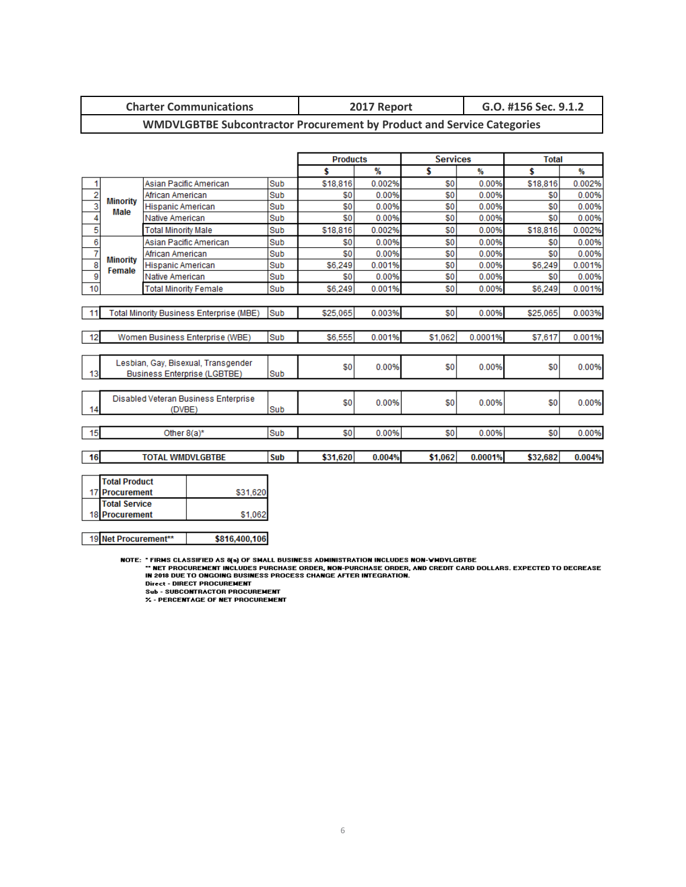| Charter Communications | 2017 Report | G.O. #156 Sec. 9.1.2 |
|---|---|---|
| WMDVLGBTBE Subcontractor Procurement by Product and Service Categories | | |

| # | Group | Category | Type | Products $ | Products % | Services $ | Services % | Total $ | Total % |
|---|---|---|---|---|---|---|---|---|---|
| 1 | Minority Male | Asian Pacific American | Sub | $18,816 | 0.002% | $0 | 0.00% | $18,816 | 0.002% |
| 2 | Minority Male | African American | Sub | $0 | 0.00% | $0 | 0.00% | $0 | 0.00% |
| 3 | Minority Male | Hispanic American | Sub | $0 | 0.00% | $0 | 0.00% | $0 | 0.00% |
| 4 | Minority Male | Native American | Sub | $0 | 0.00% | $0 | 0.00% | $0 | 0.00% |
| 5 | Minority Male | Total Minority Male | Sub | $18,816 | 0.002% | $0 | 0.00% | $18,816 | 0.002% |
| 6 | Minority Female | Asian Pacific American | Sub | $0 | 0.00% | $0 | 0.00% | $0 | 0.00% |
| 7 | Minority Female | African American | Sub | $0 | 0.00% | $0 | 0.00% | $0 | 0.00% |
| 8 | Minority Female | Hispanic American | Sub | $6,249 | 0.001% | $0 | 0.00% | $6,249 | 0.001% |
| 9 | Minority Female | Native American | Sub | $0 | 0.00% | $0 | 0.00% | $0 | 0.00% |
| 10 | Minority Female | Total Minority Female | Sub | $6,249 | 0.001% | $0 | 0.00% | $6,249 | 0.001% |
| 11 | Total Minority Business Enterprise (MBE) | | Sub | $25,065 | 0.003% | $0 | 0.00% | $25,065 | 0.003% |
| 12 | Women Business Enterprise (WBE) | | Sub | $6,555 | 0.001% | $1,062 | 0.0001% | $7,617 | 0.001% |
| 13 | Lesbian, Gay, Bisexual, Transgender Business Enterprise (LGBTBE) | | Sub | $0 | 0.00% | $0 | 0.00% | $0 | 0.00% |
| 14 | Disabled Veteran Business Enterprise (DVBE) | | Sub | $0 | 0.00% | $0 | 0.00% | $0 | 0.00% |
| 15 | Other 8(a)* | | Sub | $0 | 0.00% | $0 | 0.00% | $0 | 0.00% |
| 16 | **TOTAL WMDVLGBTBE** | | **Sub** | **$31,620** | **0.004%** | **$1,062** | **0.0001%** | **$32,682** | **0.004%** |

| # | Item | Amount |
|---|---|---|
| 17 | **Total Product Procurement** | $31,620 |
| 18 | **Total Service Procurement** | $1,062 |
| 19 | **Net Procurement**** | **$816,400,106** |

**NOTE:** * FIRMS CLASSIFIED AS 8(a) OF SMALL BUSINESS ADMINISTRATION INCLUDES NON-WMDVLGBTBE
** NET PROCUREMENT INCLUDES PURCHASE ORDER, NON-PURCHASE ORDER, AND CREDIT CARD DOLLARS. EXPECTED TO DECREASE IN 2018 DUE TO ONGOING BUSINESS PROCESS CHANGE AFTER INTEGRATION.
Direct - DIRECT PROCUREMENT
Sub - SUBCONTRACTOR PROCUREMENT
% - PERCENTAGE OF NET PROCUREMENT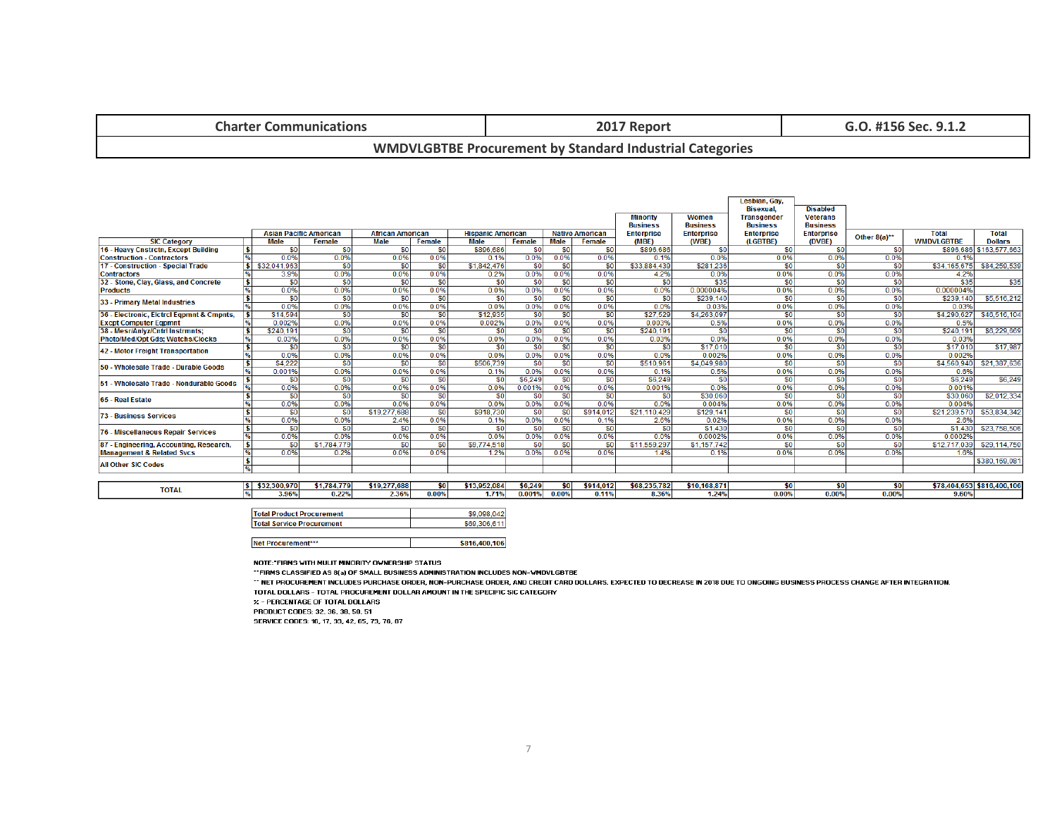| Charter Communications | 2017 Report | G.O. #156 Sec. 9.1.2 |
|---|---|---|

## WMDVLGBTBE Procurement by Standard Industrial Categories

| SIC Category | | Asian Pacific American Male | Asian Pacific American Female | African American Male | African American Female | Hispanic American Male | Hispanic American Female | Native American Male | Native American Female | Minority Business Enterprise (MBE) | Women Business Enterprise (WBE) | Lesbian, Gay, Bisexual, Transgender Business Enterprise (LGBTBE) | Disabled Veterans Business Enterprise (DVBE) | Other 8(a)** | Total WMDVLGBTBE | Total Dollars |
|---|---|---|---|---|---|---|---|---|---|---|---|---|---|---|---|---|
| 16 - Heavy Cnstrctn, Except Building Construction - Contractors | $ | $0 | $0 | $0 | $0 | $896,686 | $0 | $0 | $0 | $896,686 | $0 | $0 | $0 | $0 | $896,686 | $163,577,563 |
| | % | 0.0% | 0.0% | 0.0% | 0.0% | 0.1% | 0.0% | 0.0% | 0.0% | 0.1% | 0.0% | 0.0% | 0.0% | 0.0% | 0.1% | |
| 17 - Construction - Special Trade Contractors | $ | $32,041,963 | $0 | $0 | $0 | $1,842,476 | $0 | $0 | $0 | $33,884,439 | $281,236 | $0 | $0 | $0 | $34,165,675 | $84,259,539 |
| | % | 3.9% | 0.0% | 0.0% | 0.0% | 0.2% | 0.0% | 0.0% | 0.0% | 4.2% | 0.0% | 0.0% | 0.0% | 0.0% | 4.2% | |
| 32 - Stone, Clay, Glass, and Concrete Products | $ | $0 | $0 | $0 | $0 | $0 | $0 | $0 | $0 | $0 | $35 | $0 | $0 | $0 | $35 | $35 |
| | % | 0.0% | 0.0% | 0.0% | 0.0% | 0.0% | 0.0% | 0.0% | 0.0% | 0.0% | 0.000004% | 0.0% | 0.0% | 0.0% | 0.000004% | |
| 33 - Primary Metal Industries | $ | $0 | $0 | $0 | $0 | $0 | $0 | $0 | $0 | $0 | $239,140 | $0 | $0 | $0 | $239,140 | $5,516,212 |
| | % | 0.0% | 0.0% | 0.0% | 0.0% | 0.0% | 0.0% | 0.0% | 0.0% | 0.0% | 0.03% | 0.0% | 0.0% | 0.0% | 0.03% | |
| 36 - Electronic, Elctrcl Eqpmnt & Cmpnts, Excpt Computer Eqpmnt | $ | $14,594 | $0 | $0 | $0 | $12,935 | $0 | $0 | $0 | $27,529 | $4,263,097 | $0 | $0 | $0 | $4,290,627 | $46,516,104 |
| | % | 0.002% | 0.0% | 0.0% | 0.0% | 0.002% | 0.0% | 0.0% | 0.0% | 0.003% | 0.5% | 0.0% | 0.0% | 0.0% | 0.5% | |
| 38 - Mesr/Anlyz/Cntrl Instrmnts; Photo/Med/Opt Gds; Watchs/Clocks | $ | $240,191 | $0 | $0 | $0 | $0 | $0 | $0 | $0 | $240,191 | $0 | $0 | $0 | $0 | $240,191 | $6,229,869 |
| | % | 0.03% | 0.0% | 0.0% | 0.0% | 0.0% | 0.0% | 0.0% | 0.0% | 0.03% | 0.0% | 0.0% | 0.0% | 0.0% | 0.03% | |
| 42 - Motor Freight Transportation | $ | $0 | $0 | $0 | $0 | $0 | $0 | $0 | $0 | $0 | $17,010 | $0 | $0 | $0 | $17,010 | $17,987 |
| | % | 0.0% | 0.0% | 0.0% | 0.0% | 0.0% | 0.0% | 0.0% | 0.0% | 0.0% | 0.002% | 0.0% | 0.0% | 0.0% | 0.002% | |
| 50 - Wholesale Trade - Durable Goods | $ | $4,222 | $0 | $0 | $0 | $506,739 | $0 | $0 | $0 | $510,961 | $4,049,980 | $0 | $0 | $0 | $4,560,940 | $21,387,636 |
| | % | 0.001% | 0.0% | 0.0% | 0.0% | 0.1% | 0.0% | 0.0% | 0.0% | 0.1% | 0.5% | 0.0% | 0.0% | 0.0% | 0.6% | |
| 51 - Wholesale Trade - Nondurable Goods | $ | $0 | $0 | $0 | $0 | $0 | $6,249 | $0 | $0 | $6,249 | $0 | $0 | $0 | $0 | $6,249 | $6,249 |
| | % | 0.0% | 0.0% | 0.0% | 0.0% | 0.0% | 0.001% | 0.0% | 0.0% | 0.001% | 0.0% | 0.0% | 0.0% | 0.0% | 0.001% | |
| 65 - Real Estate | $ | $0 | $0 | $0 | $0 | $0 | $0 | $0 | $0 | $0 | $30,060 | $0 | $0 | $0 | $30,060 | $2,012,334 |
| | % | 0.0% | 0.0% | 0.0% | 0.0% | 0.0% | 0.0% | 0.0% | 0.0% | 0.0% | 0.004% | 0.0% | 0.0% | 0.0% | 0.004% | |
| 73 - Business Services | $ | $0 | $0 | $19,277,688 | $0 | $918,730 | $0 | $0 | $914,012 | $21,110,429 | $129,141 | $0 | $0 | $0 | $21,239,570 | $53,834,342 |
| | % | 0.0% | 0.0% | 2.4% | 0.0% | 0.1% | 0.0% | 0.0% | 0.1% | 2.6% | 0.02% | 0.0% | 0.0% | 0.0% | 2.6% | |
| 76 - Miscellaneous Repair Services | $ | $0 | $0 | $0 | $0 | $0 | $0 | $0 | $0 | $0 | $1,430 | $0 | $0 | $0 | $1,430 | $23,756,506 |
| | % | 0.0% | 0.0% | 0.0% | 0.0% | 0.0% | 0.0% | 0.0% | 0.0% | 0.0% | 0.0002% | 0.0% | 0.0% | 0.0% | 0.0002% | |
| 87 - Engineering, Accounting, Research, Management & Related Svcs | $ | $0 | $1,784,779 | $0 | $0 | $9,774,518 | $0 | $0 | $0 | $11,559,297 | $1,157,742 | $0 | $0 | $0 | $12,717,039 | $29,114,750 |
| | % | 0.0% | 0.2% | 0.0% | 0.0% | 1.2% | 0.0% | 0.0% | 0.0% | 1.4% | 0.1% | 0.0% | 0.0% | 0.0% | 1.6% | |
| All Other SIC Codes | $ | | | | | | | | | | | | | | | $380,159,081 |
| | % | | | | | | | | | | | | | | | |
| TOTAL | $ | $32,300,970 | $1,784,779 | $19,277,688 | $0 | $13,952,084 | $6,249 | $0 | $914,012 | $68,235,782 | $10,168,871 | $0 | $0 | $0 | $78,404,653 | $816,400,106 |
| | % | 3.96% | 0.22% | 2.36% | 0.00% | 1.71% | 0.001% | 0.00% | 0.11% | 8.36% | 1.24% | 0.00% | 0.00% | 0.00% | 9.60% | |

| | |
|---|---|
| Total Product Procurement | $9,098,042 |
| Total Service Procurement | $69,306,611 |

| | |
|---|---|
| Net Procurement*** | $816,400,106 |

NOTE:*FIRMS WITH MULIT MINORITY OWNERSHIP STATUS

**FIRMS CLASSIFIED AS 8(a) OF SMALL BUSINESS ADMINISTRATION INCLUDES NON-WMDVLGBTBE

*** NET PROCUREMENT INCLUDES PURCHASE ORDER, NON-PURCHASE ORDER, AND CREDIT CARD DOLLARS. EXPECTED TO DECREASE IN 2018 DUE TO ONGOING BUSINESS PROCESS CHANGE AFTER INTEGRATION.

TOTAL DOLLARS - TOTAL PROCUREMENT DOLLAR AMOUNT IN THE SPECIFIC SIC CATEGORY

% - PERCENTAGE OF TOTAL DOLLARS

PRODUCT CODES: 32, 36, 38, 50, 51

SERVICE CODES: 16, 17, 33, 42, 65, 73, 76, 87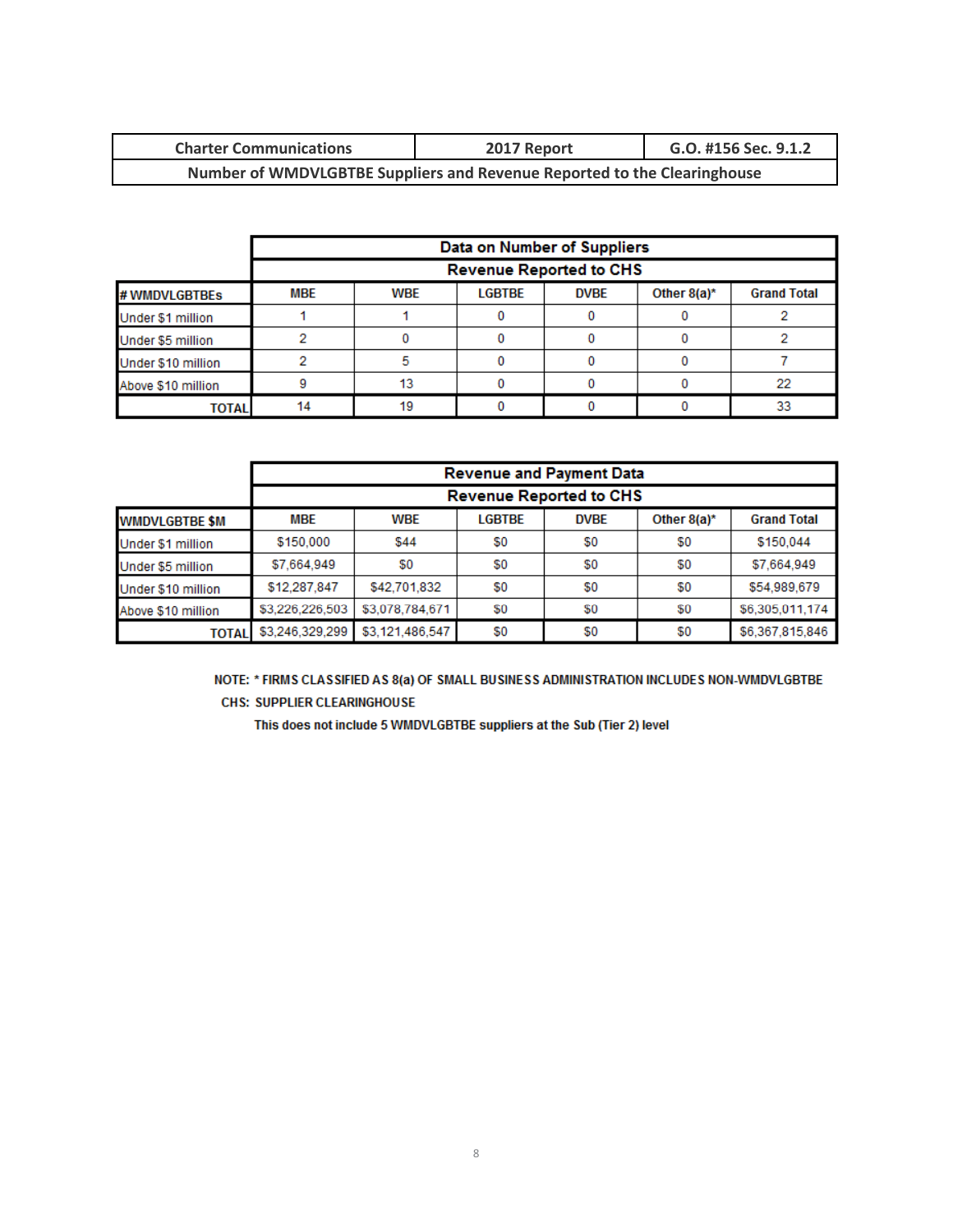| Charter Communications | 2017 Report | G.O. #156 Sec. 9.1.2 |
|---|---|---|
| Number of WMDVLGBTBE Suppliers and Revenue Reported to the Clearinghouse | | |

| | Data on Number of Suppliers | | | | | |
|---|---|---|---|---|---|---|
| | Revenue Reported to CHS | | | | | |
| **# WMDVLGBTBEs** | **MBE** | **WBE** | **LGBTBE** | **DVBE** | **Other 8(a)*** | **Grand Total** |
| Under $1 million | 1 | 1 | 0 | 0 | 0 | 2 |
| Under $5 million | 2 | 0 | 0 | 0 | 0 | 2 |
| Under $10 million | 2 | 5 | 0 | 0 | 0 | 7 |
| Above $10 million | 9 | 13 | 0 | 0 | 0 | 22 |
| **TOTAL** | 14 | 19 | 0 | 0 | 0 | 33 |

| | Revenue and Payment Data | | | | | |
|---|---|---|---|---|---|---|
| | Revenue Reported to CHS | | | | | |
| **WMDVLGBTBE $M** | **MBE** | **WBE** | **LGBTBE** | **DVBE** | **Other 8(a)*** | **Grand Total** |
| Under $1 million | $150,000 | $44 | $0 | $0 | $0 | $150,044 |
| Under $5 million | $7,664,949 | $0 | $0 | $0 | $0 | $7,664,949 |
| Under $10 million | $12,287,847 | $42,701,832 | $0 | $0 | $0 | $54,989,679 |
| Above $10 million | $3,226,226,503 | $3,078,784,671 | $0 | $0 | $0 | $6,305,011,174 |
| **TOTAL** | $3,246,329,299 | $3,121,486,547 | $0 | $0 | $0 | $6,367,815,846 |

NOTE: * FIRMS CLASSIFIED AS 8(a) OF SMALL BUSINESS ADMINISTRATION INCLUDES NON-WMDVLGBTBE

CHS: SUPPLIER CLEARINGHOUSE

This does not include 5 WMDVLGBTBE suppliers at the Sub (Tier 2) level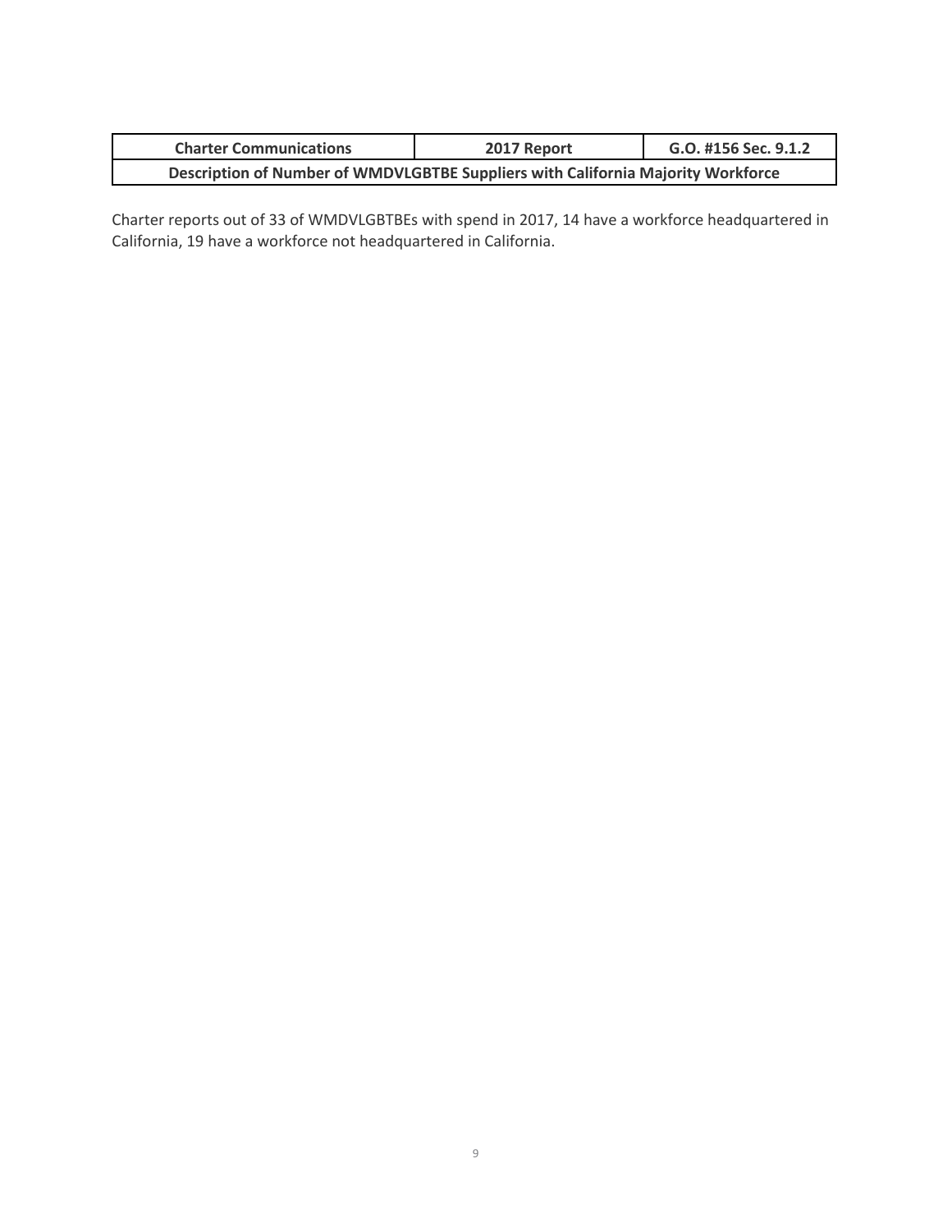| Charter Communications | 2017 Report | G.O. #156 Sec. 9.1.2 |
|---|---|---|
| **Description of Number of WMDVLGBTBE Suppliers with California Majority Workforce** | | |

Charter reports out of 33 of WMDVLGBTBEs with spend in 2017, 14 have a workforce headquartered in California, 19 have a workforce not headquartered in California.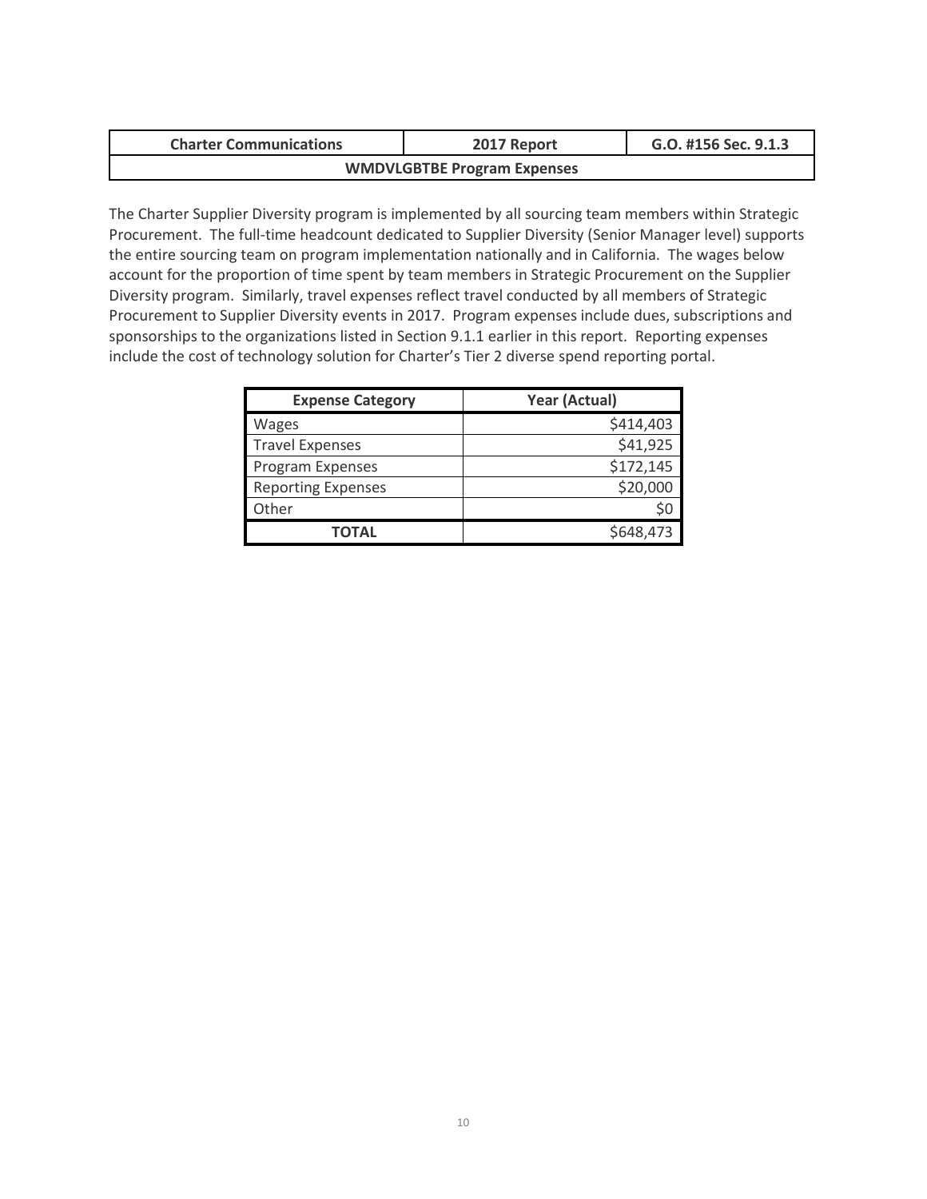| Charter Communications | 2017 Report | G.O. #156 Sec. 9.1.3 |
|---|---|---|
| WMDVLGBTBE Program Expenses | | |

The Charter Supplier Diversity program is implemented by all sourcing team members within Strategic Procurement. The full-time headcount dedicated to Supplier Diversity (Senior Manager level) supports the entire sourcing team on program implementation nationally and in California. The wages below account for the proportion of time spent by team members in Strategic Procurement on the Supplier Diversity program. Similarly, travel expenses reflect travel conducted by all members of Strategic Procurement to Supplier Diversity events in 2017. Program expenses include dues, subscriptions and sponsorships to the organizations listed in Section 9.1.1 earlier in this report. Reporting expenses include the cost of technology solution for Charter's Tier 2 diverse spend reporting portal.

| Expense Category | Year (Actual) |
|---|---|
| Wages | $414,403 |
| Travel Expenses | $41,925 |
| Program Expenses | $172,145 |
| Reporting Expenses | $20,000 |
| Other | $0 |
| **TOTAL** | $648,473 |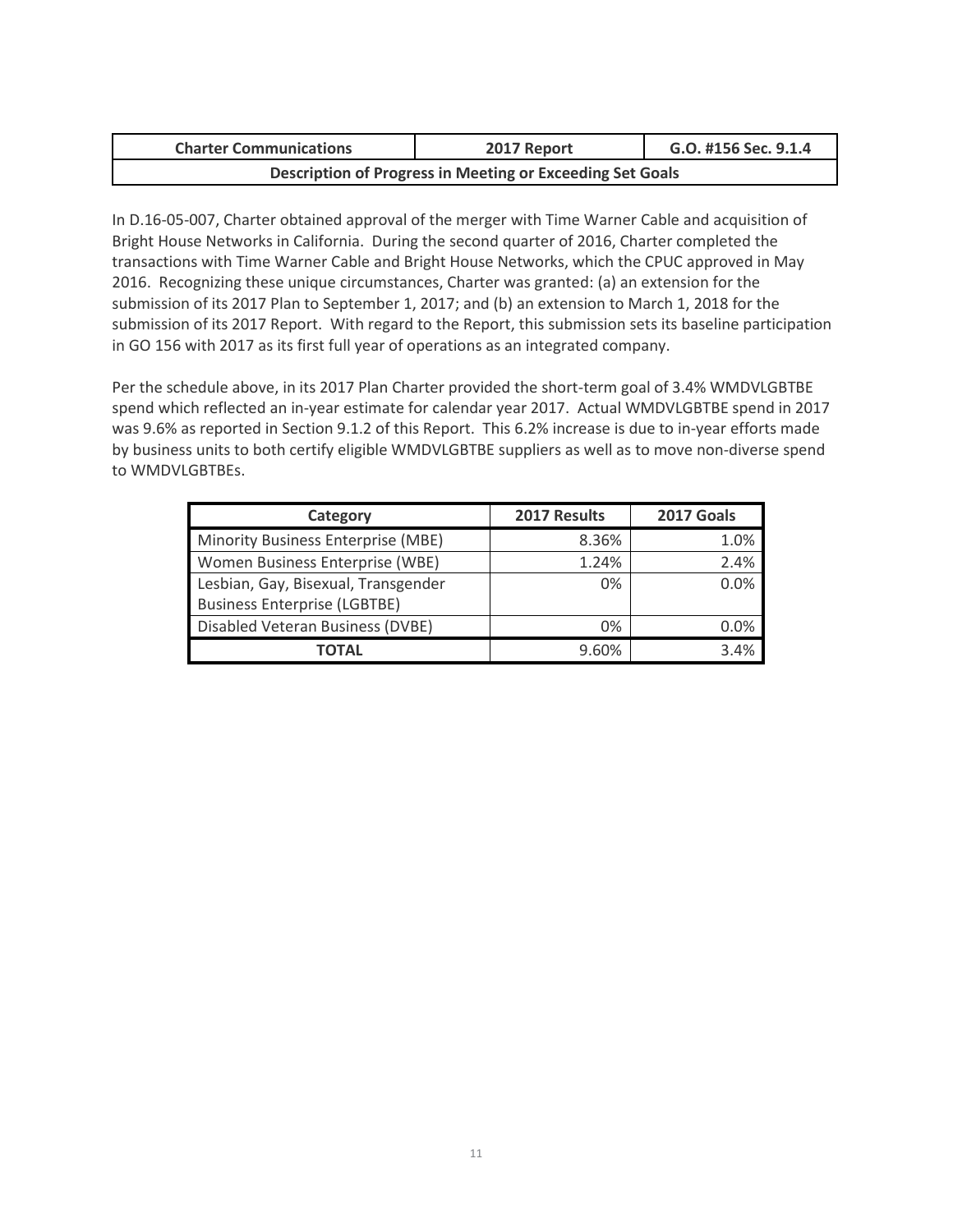| Charter Communications | 2017 Report | G.O. #156 Sec. 9.1.4 |
| --- | --- | --- |
| **Description of Progress in Meeting or Exceeding Set Goals** | | |

In D.16-05-007, Charter obtained approval of the merger with Time Warner Cable and acquisition of Bright House Networks in California. During the second quarter of 2016, Charter completed the transactions with Time Warner Cable and Bright House Networks, which the CPUC approved in May 2016. Recognizing these unique circumstances, Charter was granted: (a) an extension for the submission of its 2017 Plan to September 1, 2017; and (b) an extension to March 1, 2018 for the submission of its 2017 Report. With regard to the Report, this submission sets its baseline participation in GO 156 with 2017 as its first full year of operations as an integrated company.

Per the schedule above, in its 2017 Plan Charter provided the short-term goal of 3.4% WMDVLGBTBE spend which reflected an in-year estimate for calendar year 2017. Actual WMDVLGBTBE spend in 2017 was 9.6% as reported in Section 9.1.2 of this Report. This 6.2% increase is due to in-year efforts made by business units to both certify eligible WMDVLGBTBE suppliers as well as to move non-diverse spend to WMDVLGBTBEs.

| Category | 2017 Results | 2017 Goals |
| --- | --- | --- |
| Minority Business Enterprise (MBE) | 8.36% | 1.0% |
| Women Business Enterprise (WBE) | 1.24% | 2.4% |
| Lesbian, Gay, Bisexual, Transgender Business Enterprise (LGBTBE) | 0% | 0.0% |
| Disabled Veteran Business (DVBE) | 0% | 0.0% |
| **TOTAL** | 9.60% | 3.4% |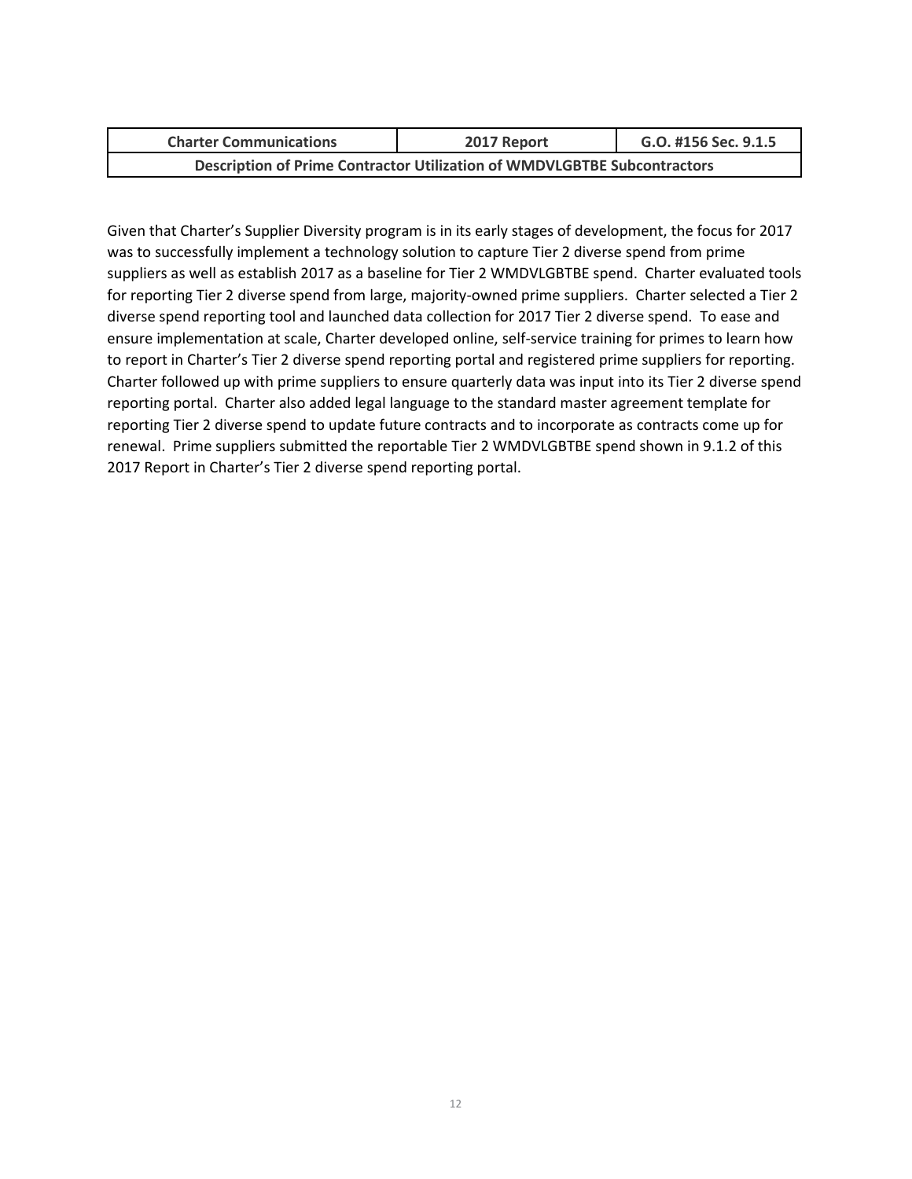| Charter Communications | 2017 Report | G.O. #156 Sec. 9.1.5 |
| --- | --- | --- |
| **Description of Prime Contractor Utilization of WMDVLGBTBE Subcontractors** | | |

Given that Charter's Supplier Diversity program is in its early stages of development, the focus for 2017 was to successfully implement a technology solution to capture Tier 2 diverse spend from prime suppliers as well as establish 2017 as a baseline for Tier 2 WMDVLGBTBE spend. Charter evaluated tools for reporting Tier 2 diverse spend from large, majority-owned prime suppliers. Charter selected a Tier 2 diverse spend reporting tool and launched data collection for 2017 Tier 2 diverse spend. To ease and ensure implementation at scale, Charter developed online, self-service training for primes to learn how to report in Charter's Tier 2 diverse spend reporting portal and registered prime suppliers for reporting. Charter followed up with prime suppliers to ensure quarterly data was input into its Tier 2 diverse spend reporting portal. Charter also added legal language to the standard master agreement template for reporting Tier 2 diverse spend to update future contracts and to incorporate as contracts come up for renewal. Prime suppliers submitted the reportable Tier 2 WMDVLGBTBE spend shown in 9.1.2 of this 2017 Report in Charter's Tier 2 diverse spend reporting portal.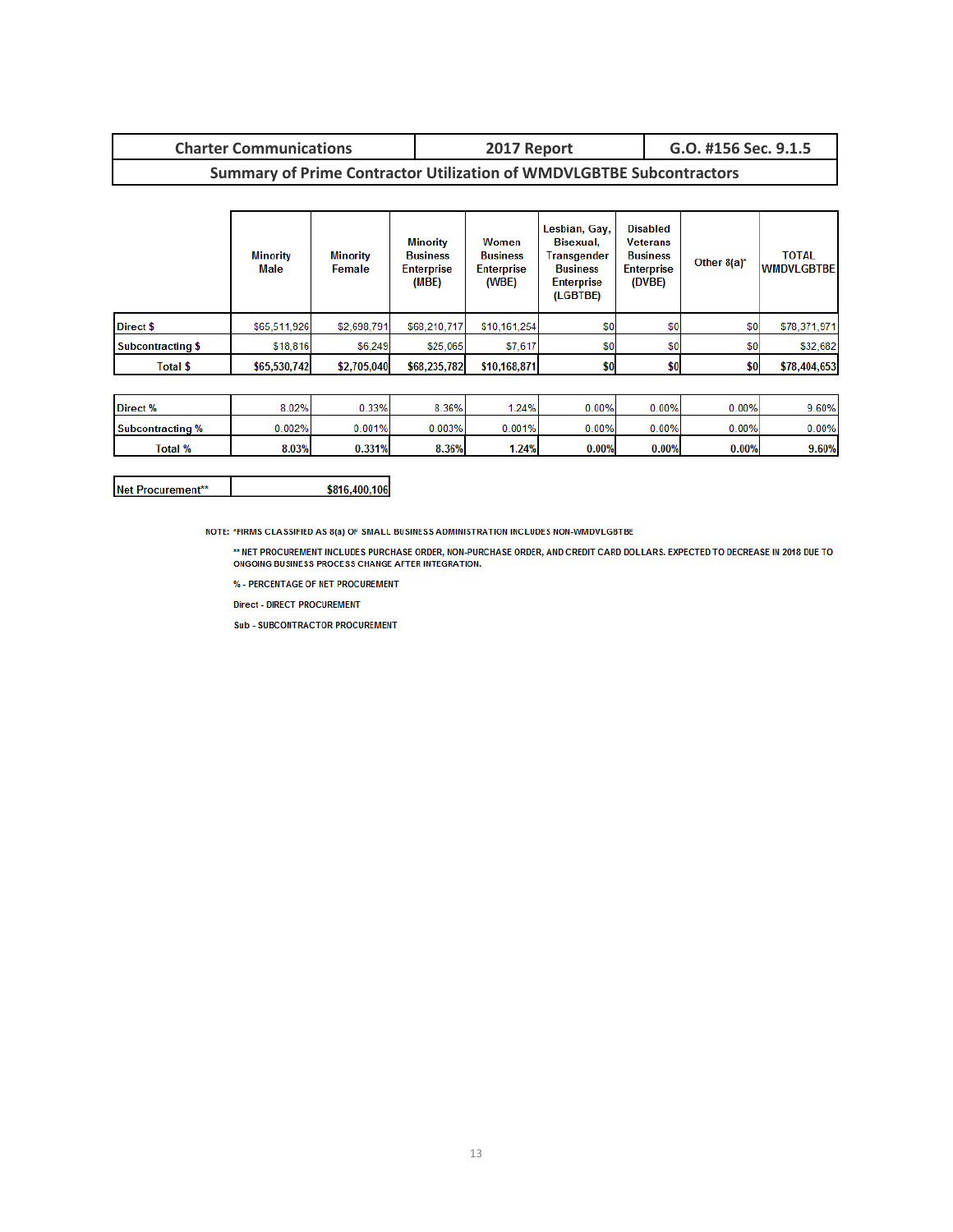| Charter Communications | 2017 Report | G.O. #156 Sec. 9.1.5 |
|---|---|---|
| **Summary of Prime Contractor Utilization of WMDVLGBTBE Subcontractors** | | |

| | Minority Male | Minority Female | Minority Business Enterprise (MBE) | Women Business Enterprise (WBE) | Lesbian, Gay, Bisexual, Transgender Business Enterprise (LGBTBE) | Disabled Veterans Business Enterprise (DVBE) | Other 8(a)* | TOTAL WMDVLGBTBE |
|---|---|---|---|---|---|---|---|---|
| Direct $ | $65,511,926 | $2,698,791 | $68,210,717 | $10,161,254 | $0 | $0 | $0 | $78,371,971 |
| Subcontracting $ | $18,816 | $6,249 | $25,065 | $7,617 | $0 | $0 | $0 | $32,682 |
| **Total $** | **$65,530,742** | **$2,705,040** | **$68,235,782** | **$10,168,871** | **$0** | **$0** | **$0** | **$78,404,653** |
| Direct % | 8.02% | 0.33% | 8.36% | 1.24% | 0.00% | 0.00% | 0.00% | 9.60% |
| Subcontracting % | 0.002% | 0.001% | 0.003% | 0.001% | 0.00% | 0.00% | 0.00% | 0.00% |
| **Total %** | **8.03%** | **0.331%** | **8.36%** | **1.24%** | **0.00%** | **0.00%** | **0.00%** | **9.60%** |

| Net Procurement** | $816,400,106 |
|---|---|

NOTE: *FIRMS CLASSIFIED AS 8(a) OF SMALL BUSINESS ADMINISTRATION INCLUDES NON-WMDVLGBTBE

** NET PROCUREMENT INCLUDES PURCHASE ORDER, NON-PURCHASE ORDER, AND CREDIT CARD DOLLARS. EXPECTED TO DECREASE IN 2018 DUE TO ONGOING BUSINESS PROCESS CHANGE AFTER INTEGRATION.

% - PERCENTAGE OF NET PROCUREMENT

Direct - DIRECT PROCUREMENT

Sub - SUBCONTRACTOR PROCUREMENT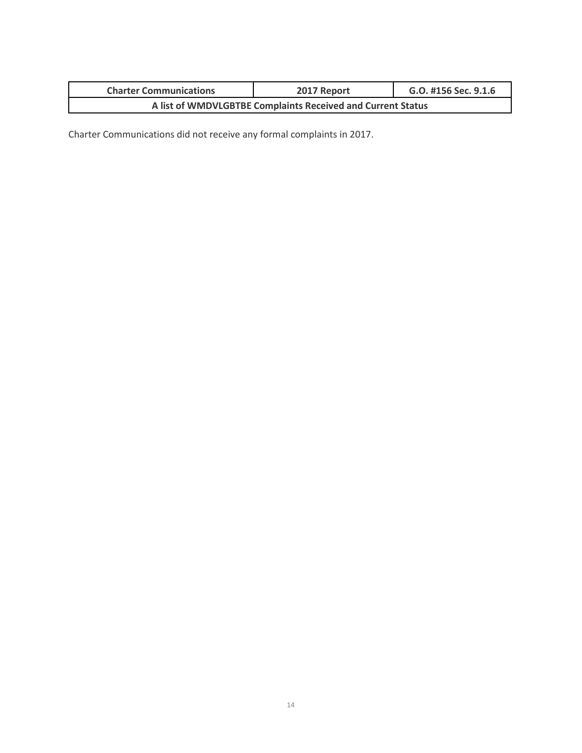| Charter Communications | 2017 Report | G.O. #156 Sec. 9.1.6 |
| --- | --- | --- |
| A list of WMDVLGBTBE Complaints Received and Current Status | | |

Charter Communications did not receive any formal complaints in 2017.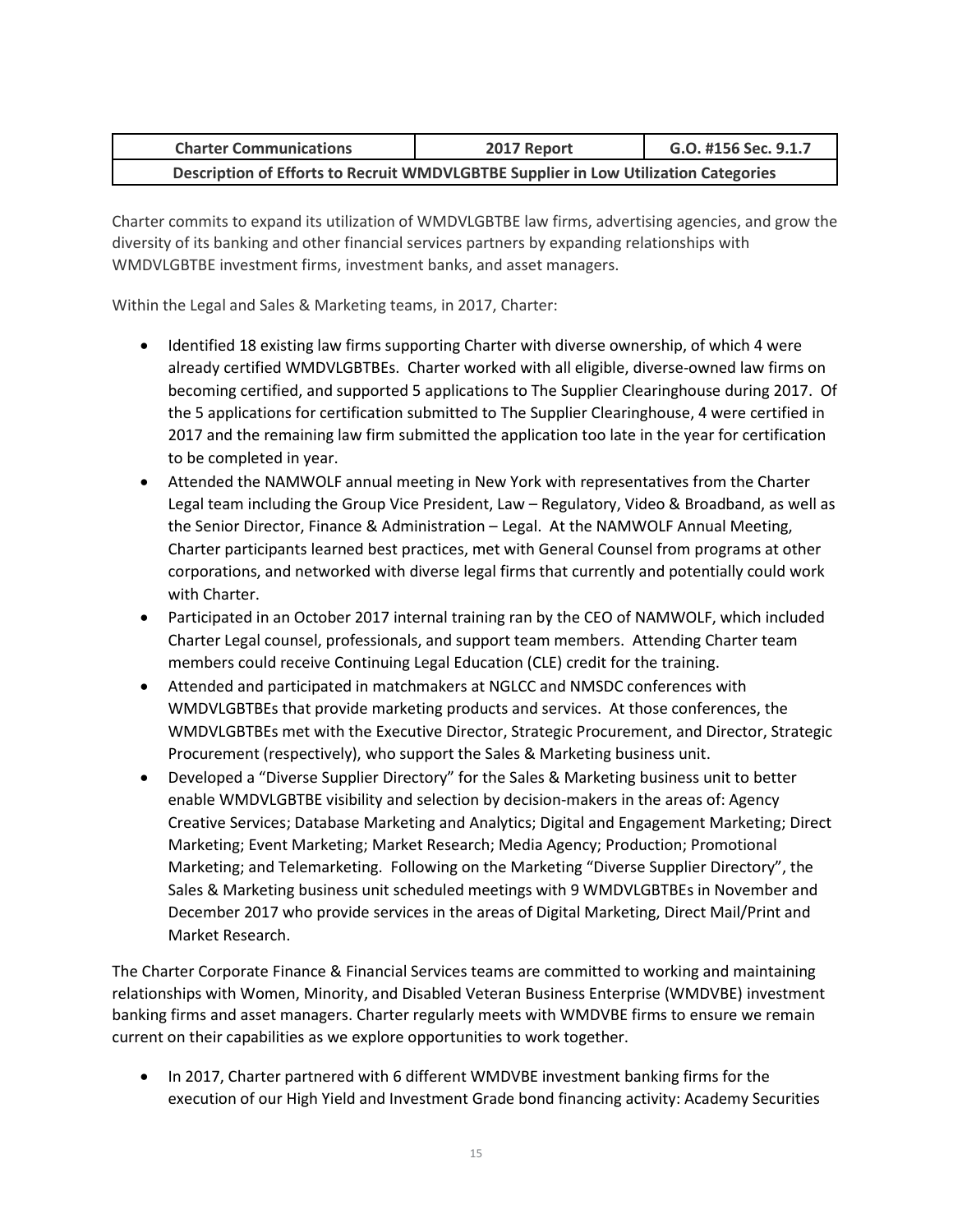| Charter Communications | 2017 Report | G.O. #156 Sec. 9.1.7 |
|---|---|---|
| **Description of Efforts to Recruit WMDVLGBTBE Supplier in Low Utilization Categories** | | |

Charter commits to expand its utilization of WMDVLGBTBE law firms, advertising agencies, and grow the diversity of its banking and other financial services partners by expanding relationships with WMDVLGBTBE investment firms, investment banks, and asset managers.

Within the Legal and Sales & Marketing teams, in 2017, Charter:

- Identified 18 existing law firms supporting Charter with diverse ownership, of which 4 were already certified WMDVLGBTBEs. Charter worked with all eligible, diverse-owned law firms on becoming certified, and supported 5 applications to The Supplier Clearinghouse during 2017. Of the 5 applications for certification submitted to The Supplier Clearinghouse, 4 were certified in 2017 and the remaining law firm submitted the application too late in the year for certification to be completed in year.
- Attended the NAMWOLF annual meeting in New York with representatives from the Charter Legal team including the Group Vice President, Law – Regulatory, Video & Broadband, as well as the Senior Director, Finance & Administration – Legal. At the NAMWOLF Annual Meeting, Charter participants learned best practices, met with General Counsel from programs at other corporations, and networked with diverse legal firms that currently and potentially could work with Charter.
- Participated in an October 2017 internal training ran by the CEO of NAMWOLF, which included Charter Legal counsel, professionals, and support team members. Attending Charter team members could receive Continuing Legal Education (CLE) credit for the training.
- Attended and participated in matchmakers at NGLCC and NMSDC conferences with WMDVLGBTBEs that provide marketing products and services. At those conferences, the WMDVLGBTBEs met with the Executive Director, Strategic Procurement, and Director, Strategic Procurement (respectively), who support the Sales & Marketing business unit.
- Developed a "Diverse Supplier Directory" for the Sales & Marketing business unit to better enable WMDVLGBTBE visibility and selection by decision-makers in the areas of: Agency Creative Services; Database Marketing and Analytics; Digital and Engagement Marketing; Direct Marketing; Event Marketing; Market Research; Media Agency; Production; Promotional Marketing; and Telemarketing. Following on the Marketing "Diverse Supplier Directory", the Sales & Marketing business unit scheduled meetings with 9 WMDVLGBTBEs in November and December 2017 who provide services in the areas of Digital Marketing, Direct Mail/Print and Market Research.

The Charter Corporate Finance & Financial Services teams are committed to working and maintaining relationships with Women, Minority, and Disabled Veteran Business Enterprise (WMDVBE) investment banking firms and asset managers. Charter regularly meets with WMDVBE firms to ensure we remain current on their capabilities as we explore opportunities to work together.

- In 2017, Charter partnered with 6 different WMDVBE investment banking firms for the execution of our High Yield and Investment Grade bond financing activity: Academy Securities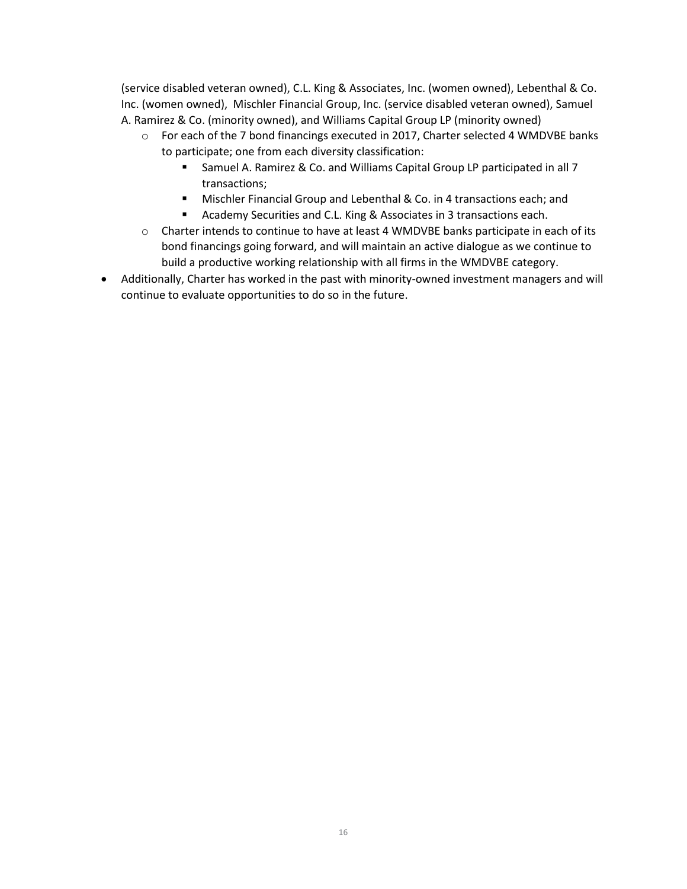(service disabled veteran owned), C.L. King & Associates, Inc. (women owned), Lebenthal & Co. Inc. (women owned), Mischler Financial Group, Inc. (service disabled veteran owned), Samuel A. Ramirez & Co. (minority owned), and Williams Capital Group LP (minority owned)

- For each of the 7 bond financings executed in 2017, Charter selected 4 WMDVBE banks to participate; one from each diversity classification:
  - Samuel A. Ramirez & Co. and Williams Capital Group LP participated in all 7 transactions;
  - Mischler Financial Group and Lebenthal & Co. in 4 transactions each; and
  - Academy Securities and C.L. King & Associates in 3 transactions each.
- Charter intends to continue to have at least 4 WMDVBE banks participate in each of its bond financings going forward, and will maintain an active dialogue as we continue to build a productive working relationship with all firms in the WMDVBE category.

- Additionally, Charter has worked in the past with minority-owned investment managers and will continue to evaluate opportunities to do so in the future.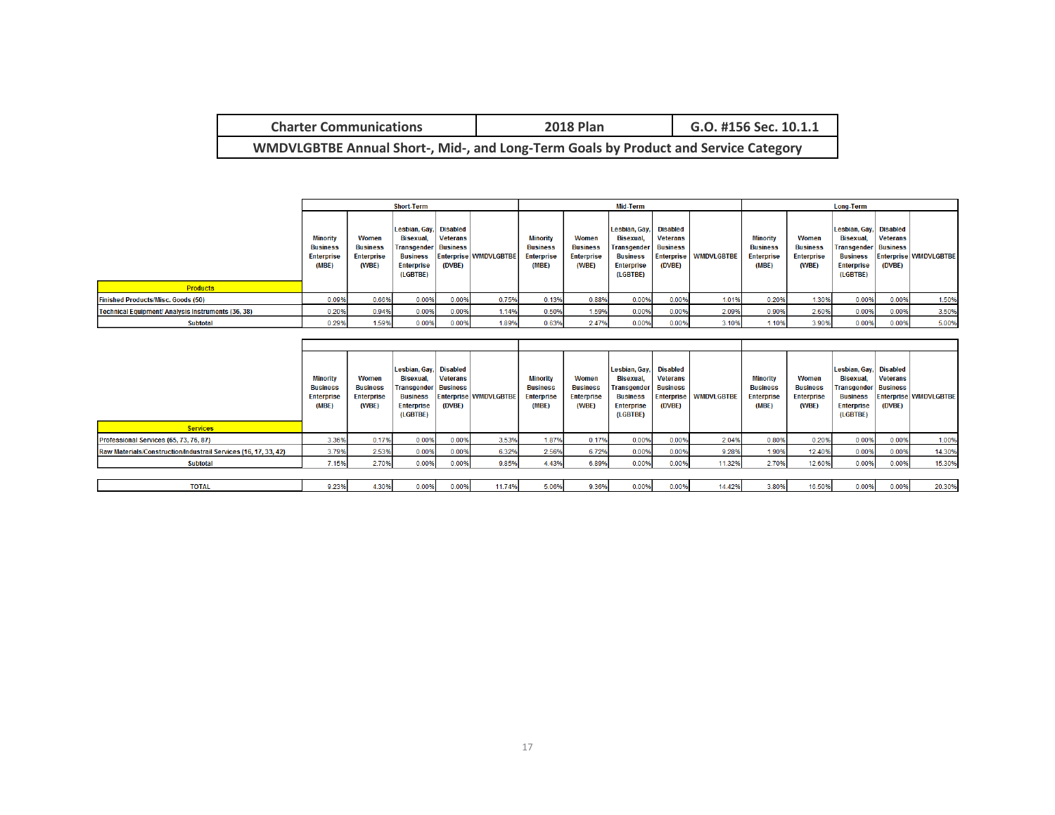| Charter Communications | 2018 Plan | G.O. #156 Sec. 10.1.1 |
|---|---|---|
| **WMDVLGBTBE Annual Short-, Mid-, and Long-Term Goals by Product and Service Category** | | |

| | Short-Term | | | | | Mid-Term | | | | | Long-Term | | | | |
|---|---|---|---|---|---|---|---|---|---|---|---|---|---|---|---|
| **Products** | Minority Business Enterprise (MBE) | Women Business Enterprise (WBE) | Lesbian, Gay, Bisexual, Transgender Business Enterprise (LGBTBE) | Disabled Veterans Business Enterprise (DVBE) | WMDVLGBTBE | Minority Business Enterprise (MBE) | Women Business Enterprise (WBE) | Lesbian, Gay, Bisexual, Transgender Business Enterprise (LGBTBE) | Disabled Veterans Business Enterprise (DVBE) | WMDVLGBTBE | Minority Business Enterprise (MBE) | Women Business Enterprise (WBE) | Lesbian, Gay, Bisexual, Transgender Business Enterprise (LGBTBE) | Disabled Veterans Business Enterprise (DVBE) | WMDVLGBTBE |
| Finished Products/Misc. Goods (50) | 0.09% | 0.66% | 0.00% | 0.00% | 0.75% | 0.13% | 0.88% | 0.00% | 0.00% | 1.01% | 0.20% | 1.30% | 0.00% | 0.00% | 1.50% |
| Technical Equipment/ Analysis Instruments (36, 38) | 0.20% | 0.94% | 0.00% | 0.00% | 1.14% | 0.50% | 1.59% | 0.00% | 0.00% | 2.09% | 0.90% | 2.60% | 0.00% | 0.00% | 3.50% |
| Subtotal | 0.29% | 1.59% | 0.00% | 0.00% | 1.89% | 0.63% | 2.47% | 0.00% | 0.00% | 3.10% | 1.10% | 3.90% | 0.00% | 0.00% | 5.00% |

| **Services** | Minority Business Enterprise (MBE) | Women Business Enterprise (WBE) | Lesbian, Gay, Bisexual, Transgender Business Enterprise (LGBTBE) | Disabled Veterans Business Enterprise (DVBE) | WMDVLGBTBE | Minority Business Enterprise (MBE) | Women Business Enterprise (WBE) | Lesbian, Gay, Bisexual, Transgender Business Enterprise (LGBTBE) | Disabled Veterans Business Enterprise (DVBE) | WMDVLGBTBE | Minority Business Enterprise (MBE) | Women Business Enterprise (WBE) | Lesbian, Gay, Bisexual, Transgender Business Enterprise (LGBTBE) | Disabled Veterans Business Enterprise (DVBE) | WMDVLGBTBE |
|---|---|---|---|---|---|---|---|---|---|---|---|---|---|---|---|
| Professional Services (65, 73, 76, 87) | 3.36% | 0.17% | 0.00% | 0.00% | 3.53% | 1.87% | 0.17% | 0.00% | 0.00% | 2.04% | 0.80% | 0.20% | 0.00% | 0.00% | 1.00% |
| Raw Materials/Construction/Industrail Services (16, 17, 33, 42) | 3.79% | 2.53% | 0.00% | 0.00% | 6.32% | 2.56% | 6.72% | 0.00% | 0.00% | 9.28% | 1.90% | 12.40% | 0.00% | 0.00% | 14.30% |
| Subtotal | 7.15% | 2.70% | 0.00% | 0.00% | 9.85% | 4.43% | 6.89% | 0.00% | 0.00% | 11.32% | 2.70% | 12.60% | 0.00% | 0.00% | 15.30% |
| TOTAL | 9.23% | 4.30% | 0.00% | 0.00% | 11.74% | 5.06% | 9.36% | 0.00% | 0.00% | 14.42% | 3.80% | 16.50% | 0.00% | 0.00% | 20.30% |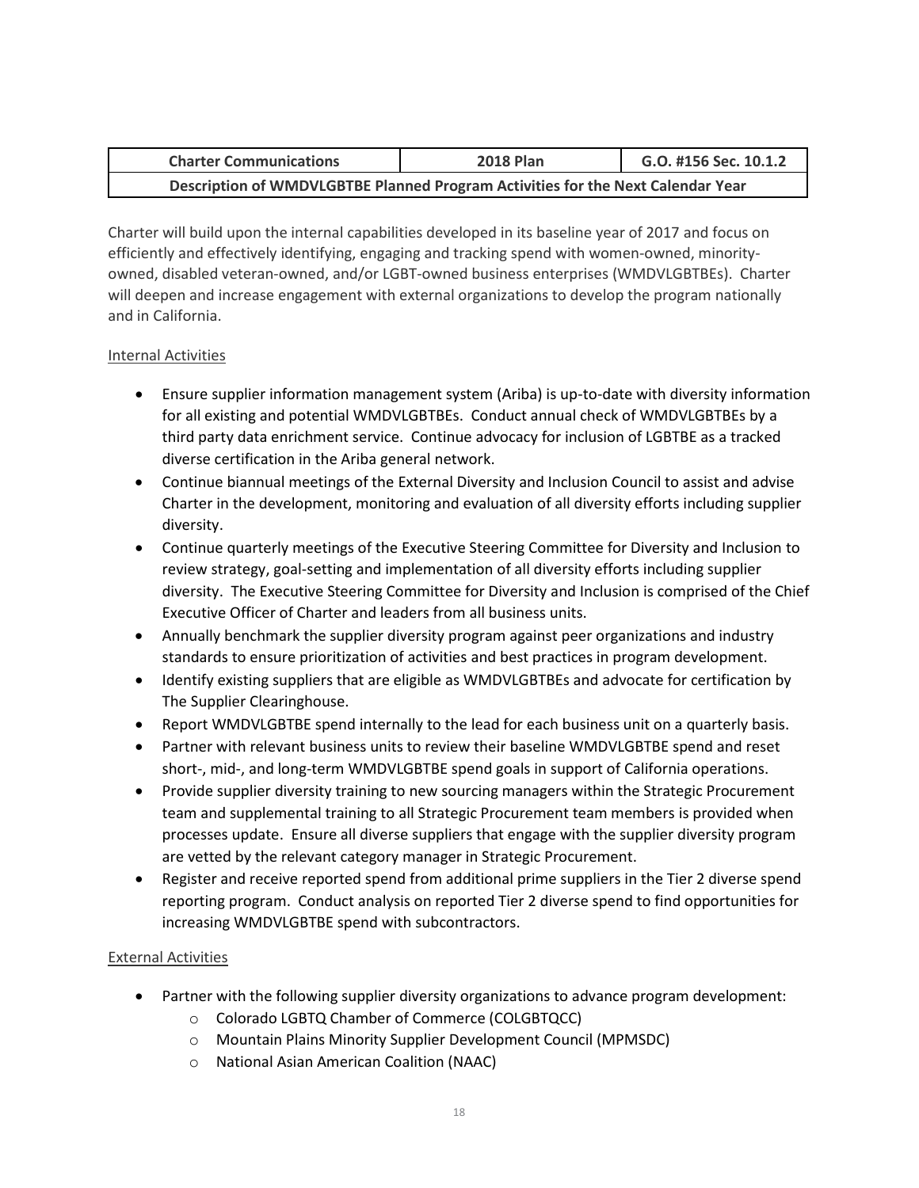| Charter Communications | 2018 Plan | G.O. #156 Sec. 10.1.2 |
|---|---|---|
| **Description of WMDVLGBTBE Planned Program Activities for the Next Calendar Year** | | |

Charter will build upon the internal capabilities developed in its baseline year of 2017 and focus on efficiently and effectively identifying, engaging and tracking spend with women-owned, minority-owned, disabled veteran-owned, and/or LGBT-owned business enterprises (WMDVLGBTBEs). Charter will deepen and increase engagement with external organizations to develop the program nationally and in California.

Internal Activities

- Ensure supplier information management system (Ariba) is up-to-date with diversity information for all existing and potential WMDVLGBTBEs. Conduct annual check of WMDVLGBTBEs by a third party data enrichment service. Continue advocacy for inclusion of LGBTBE as a tracked diverse certification in the Ariba general network.
- Continue biannual meetings of the External Diversity and Inclusion Council to assist and advise Charter in the development, monitoring and evaluation of all diversity efforts including supplier diversity.
- Continue quarterly meetings of the Executive Steering Committee for Diversity and Inclusion to review strategy, goal-setting and implementation of all diversity efforts including supplier diversity. The Executive Steering Committee for Diversity and Inclusion is comprised of the Chief Executive Officer of Charter and leaders from all business units.
- Annually benchmark the supplier diversity program against peer organizations and industry standards to ensure prioritization of activities and best practices in program development.
- Identify existing suppliers that are eligible as WMDVLGBTBEs and advocate for certification by The Supplier Clearinghouse.
- Report WMDVLGBTBE spend internally to the lead for each business unit on a quarterly basis.
- Partner with relevant business units to review their baseline WMDVLGBTBE spend and reset short-, mid-, and long-term WMDVLGBTBE spend goals in support of California operations.
- Provide supplier diversity training to new sourcing managers within the Strategic Procurement team and supplemental training to all Strategic Procurement team members is provided when processes update. Ensure all diverse suppliers that engage with the supplier diversity program are vetted by the relevant category manager in Strategic Procurement.
- Register and receive reported spend from additional prime suppliers in the Tier 2 diverse spend reporting program. Conduct analysis on reported Tier 2 diverse spend to find opportunities for increasing WMDVLGBTBE spend with subcontractors.

External Activities

- Partner with the following supplier diversity organizations to advance program development:
    - Colorado LGBTQ Chamber of Commerce (COLGBTQCC)
    - Mountain Plains Minority Supplier Development Council (MPMSDC)
    - National Asian American Coalition (NAAC)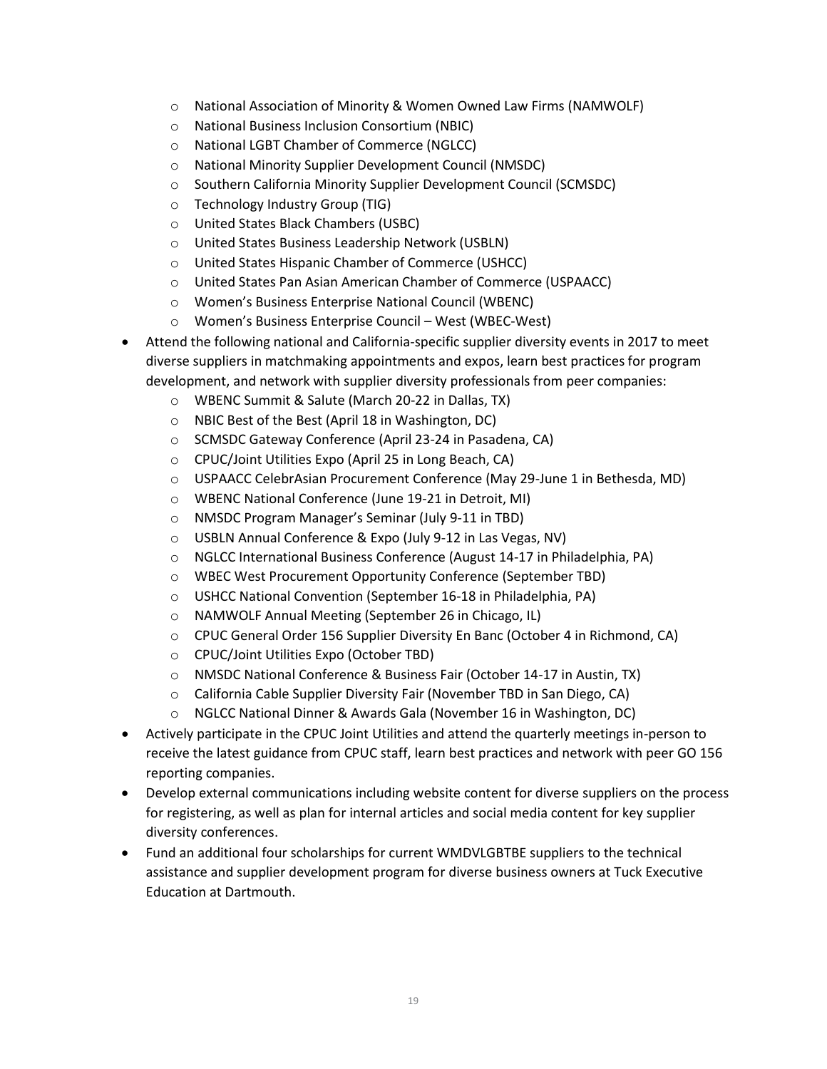- National Association of Minority & Women Owned Law Firms (NAMWOLF)
  - National Business Inclusion Consortium (NBIC)
  - National LGBT Chamber of Commerce (NGLCC)
  - National Minority Supplier Development Council (NMSDC)
  - Southern California Minority Supplier Development Council (SCMSDC)
  - Technology Industry Group (TIG)
  - United States Black Chambers (USBC)
  - United States Business Leadership Network (USBLN)
  - United States Hispanic Chamber of Commerce (USHCC)
  - United States Pan Asian American Chamber of Commerce (USPAACC)
  - Women's Business Enterprise National Council (WBENC)
  - Women's Business Enterprise Council – West (WBEC-West)
- Attend the following national and California-specific supplier diversity events in 2017 to meet diverse suppliers in matchmaking appointments and expos, learn best practices for program development, and network with supplier diversity professionals from peer companies:
  - WBENC Summit & Salute (March 20-22 in Dallas, TX)
  - NBIC Best of the Best (April 18 in Washington, DC)
  - SCMSDC Gateway Conference (April 23-24 in Pasadena, CA)
  - CPUC/Joint Utilities Expo (April 25 in Long Beach, CA)
  - USPAACC CelebrAsian Procurement Conference (May 29-June 1 in Bethesda, MD)
  - WBENC National Conference (June 19-21 in Detroit, MI)
  - NMSDC Program Manager's Seminar (July 9-11 in TBD)
  - USBLN Annual Conference & Expo (July 9-12 in Las Vegas, NV)
  - NGLCC International Business Conference (August 14-17 in Philadelphia, PA)
  - WBEC West Procurement Opportunity Conference (September TBD)
  - USHCC National Convention (September 16-18 in Philadelphia, PA)
  - NAMWOLF Annual Meeting (September 26 in Chicago, IL)
  - CPUC General Order 156 Supplier Diversity En Banc (October 4 in Richmond, CA)
  - CPUC/Joint Utilities Expo (October TBD)
  - NMSDC National Conference & Business Fair (October 14-17 in Austin, TX)
  - California Cable Supplier Diversity Fair (November TBD in San Diego, CA)
  - NGLCC National Dinner & Awards Gala (November 16 in Washington, DC)
- Actively participate in the CPUC Joint Utilities and attend the quarterly meetings in-person to receive the latest guidance from CPUC staff, learn best practices and network with peer GO 156 reporting companies.
- Develop external communications including website content for diverse suppliers on the process for registering, as well as plan for internal articles and social media content for key supplier diversity conferences.
- Fund an additional four scholarships for current WMDVLGBTBE suppliers to the technical assistance and supplier development program for diverse business owners at Tuck Executive Education at Dartmouth.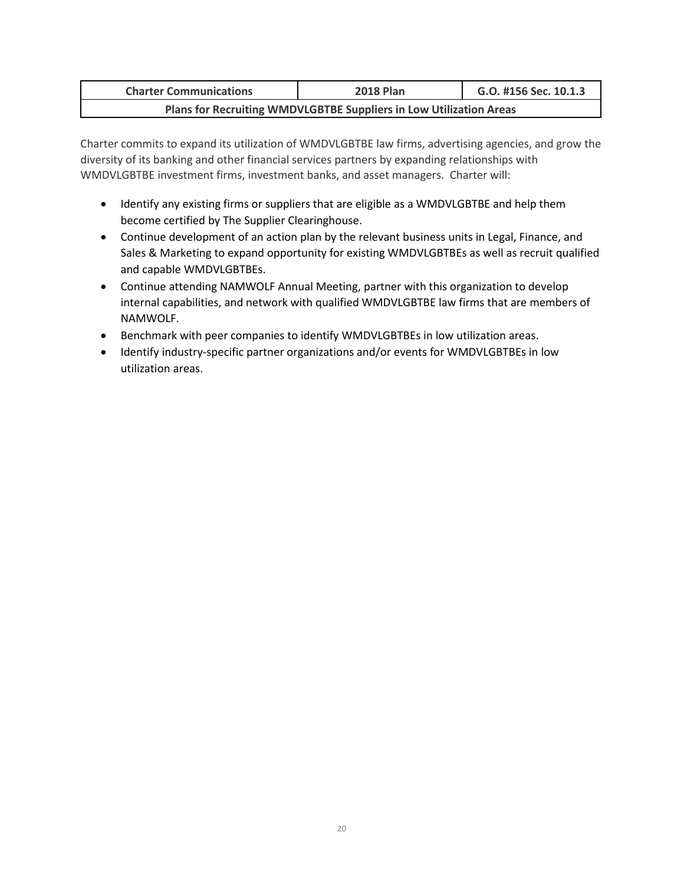| Charter Communications | 2018 Plan | G.O. #156 Sec. 10.1.3 |
| --- | --- | --- |
| **Plans for Recruiting WMDVLGBTBE Suppliers in Low Utilization Areas** | | |

Charter commits to expand its utilization of WMDVLGBTBE law firms, advertising agencies, and grow the diversity of its banking and other financial services partners by expanding relationships with WMDVLGBTBE investment firms, investment banks, and asset managers. Charter will:

- Identify any existing firms or suppliers that are eligible as a WMDVLGBTBE and help them become certified by The Supplier Clearinghouse.
- Continue development of an action plan by the relevant business units in Legal, Finance, and Sales & Marketing to expand opportunity for existing WMDVLGBTBEs as well as recruit qualified and capable WMDVLGBTBEs.
- Continue attending NAMWOLF Annual Meeting, partner with this organization to develop internal capabilities, and network with qualified WMDVLGBTBE law firms that are members of NAMWOLF.
- Benchmark with peer companies to identify WMDVLGBTBEs in low utilization areas.
- Identify industry-specific partner organizations and/or events for WMDVLGBTBEs in low utilization areas.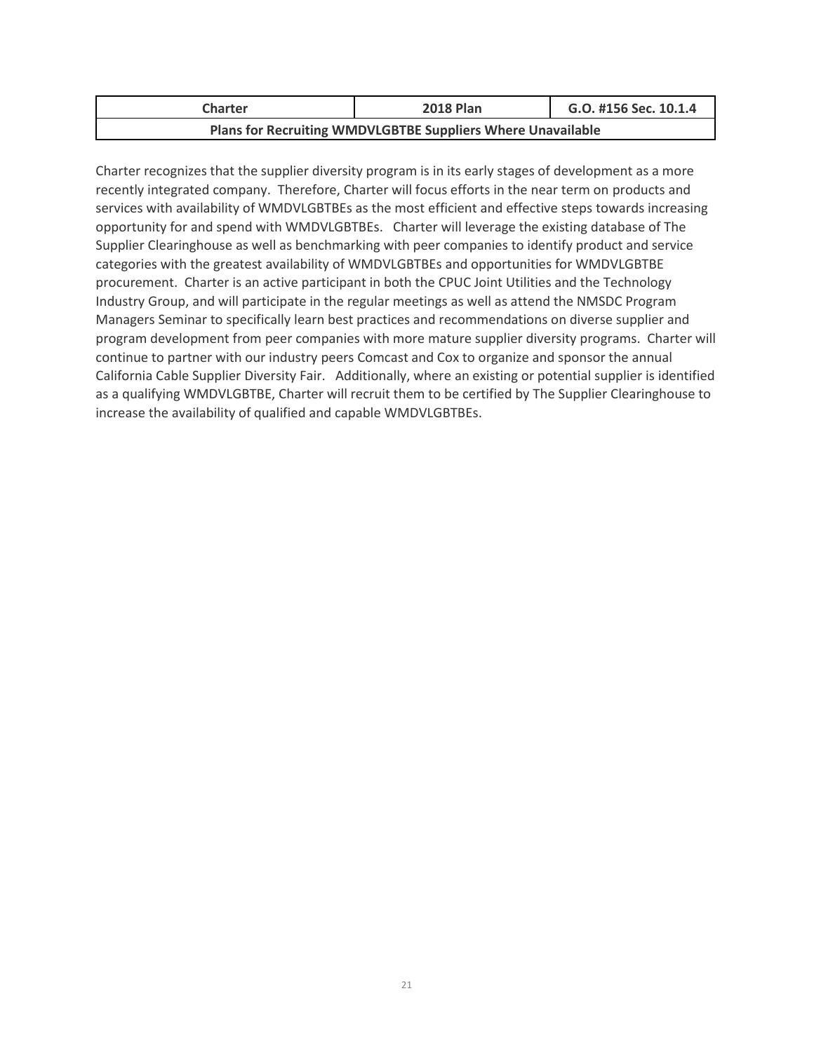| Charter | 2018 Plan | G.O. #156 Sec. 10.1.4 |
| --- | --- | --- |
| **Plans for Recruiting WMDVLGBTBE Suppliers Where Unavailable** | | |

Charter recognizes that the supplier diversity program is in its early stages of development as a more recently integrated company. Therefore, Charter will focus efforts in the near term on products and services with availability of WMDVLGBTBEs as the most efficient and effective steps towards increasing opportunity for and spend with WMDVLGBTBEs. Charter will leverage the existing database of The Supplier Clearinghouse as well as benchmarking with peer companies to identify product and service categories with the greatest availability of WMDVLGBTBEs and opportunities for WMDVLGBTBE procurement. Charter is an active participant in both the CPUC Joint Utilities and the Technology Industry Group, and will participate in the regular meetings as well as attend the NMSDC Program Managers Seminar to specifically learn best practices and recommendations on diverse supplier and program development from peer companies with more mature supplier diversity programs. Charter will continue to partner with our industry peers Comcast and Cox to organize and sponsor the annual California Cable Supplier Diversity Fair. Additionally, where an existing or potential supplier is identified as a qualifying WMDVLGBTBE, Charter will recruit them to be certified by The Supplier Clearinghouse to increase the availability of qualified and capable WMDVLGBTBEs.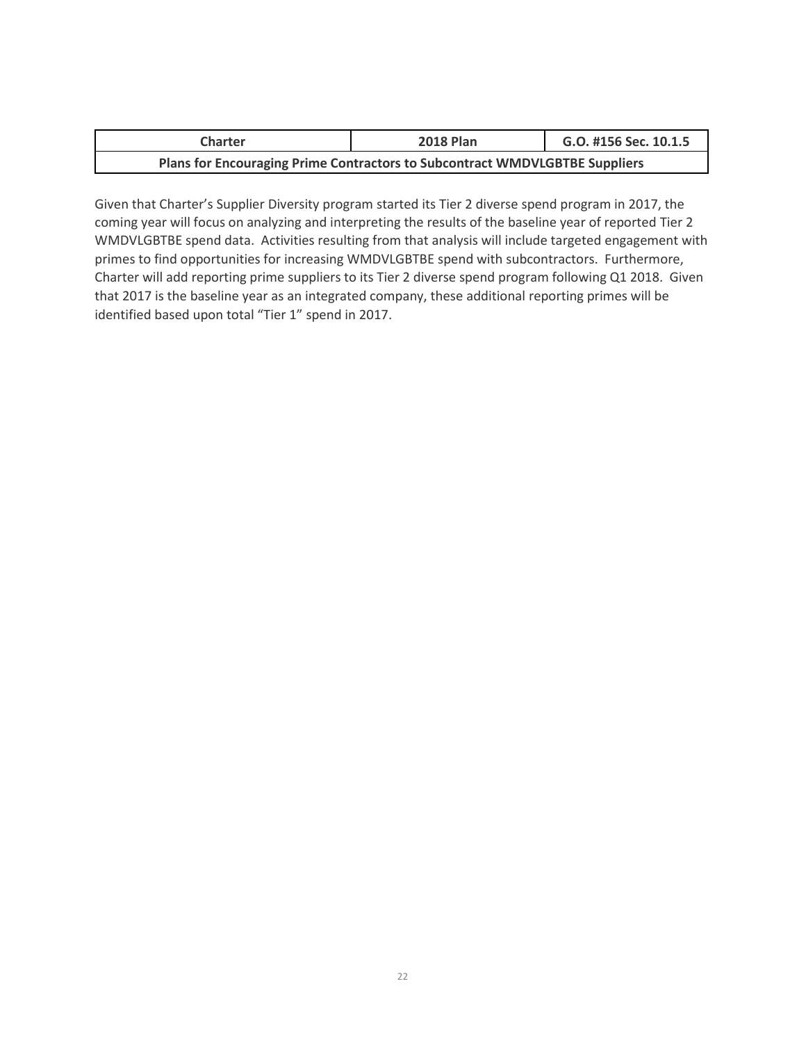| Charter | 2018 Plan | G.O. #156 Sec. 10.1.5 |
| --- | --- | --- |
| **Plans for Encouraging Prime Contractors to Subcontract WMDVLGBTBE Suppliers** | | |

Given that Charter's Supplier Diversity program started its Tier 2 diverse spend program in 2017, the coming year will focus on analyzing and interpreting the results of the baseline year of reported Tier 2 WMDVLGBTBE spend data. Activities resulting from that analysis will include targeted engagement with primes to find opportunities for increasing WMDVLGBTBE spend with subcontractors. Furthermore, Charter will add reporting prime suppliers to its Tier 2 diverse spend program following Q1 2018. Given that 2017 is the baseline year as an integrated company, these additional reporting primes will be identified based upon total "Tier 1" spend in 2017.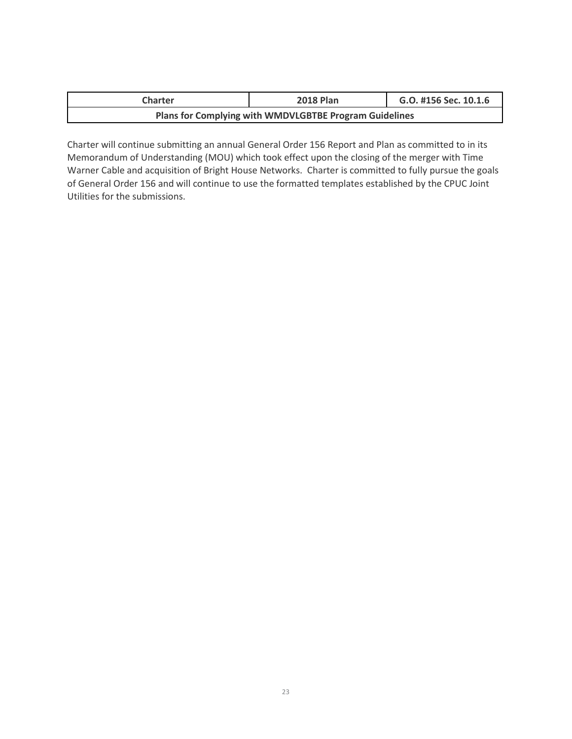| Charter | 2018 Plan | G.O. #156 Sec. 10.1.6 |
| --- | --- | --- |
| **Plans for Complying with WMDVLGBTBE Program Guidelines** | | |

Charter will continue submitting an annual General Order 156 Report and Plan as committed to in its Memorandum of Understanding (MOU) which took effect upon the closing of the merger with Time Warner Cable and acquisition of Bright House Networks. Charter is committed to fully pursue the goals of General Order 156 and will continue to use the formatted templates established by the CPUC Joint Utilities for the submissions.